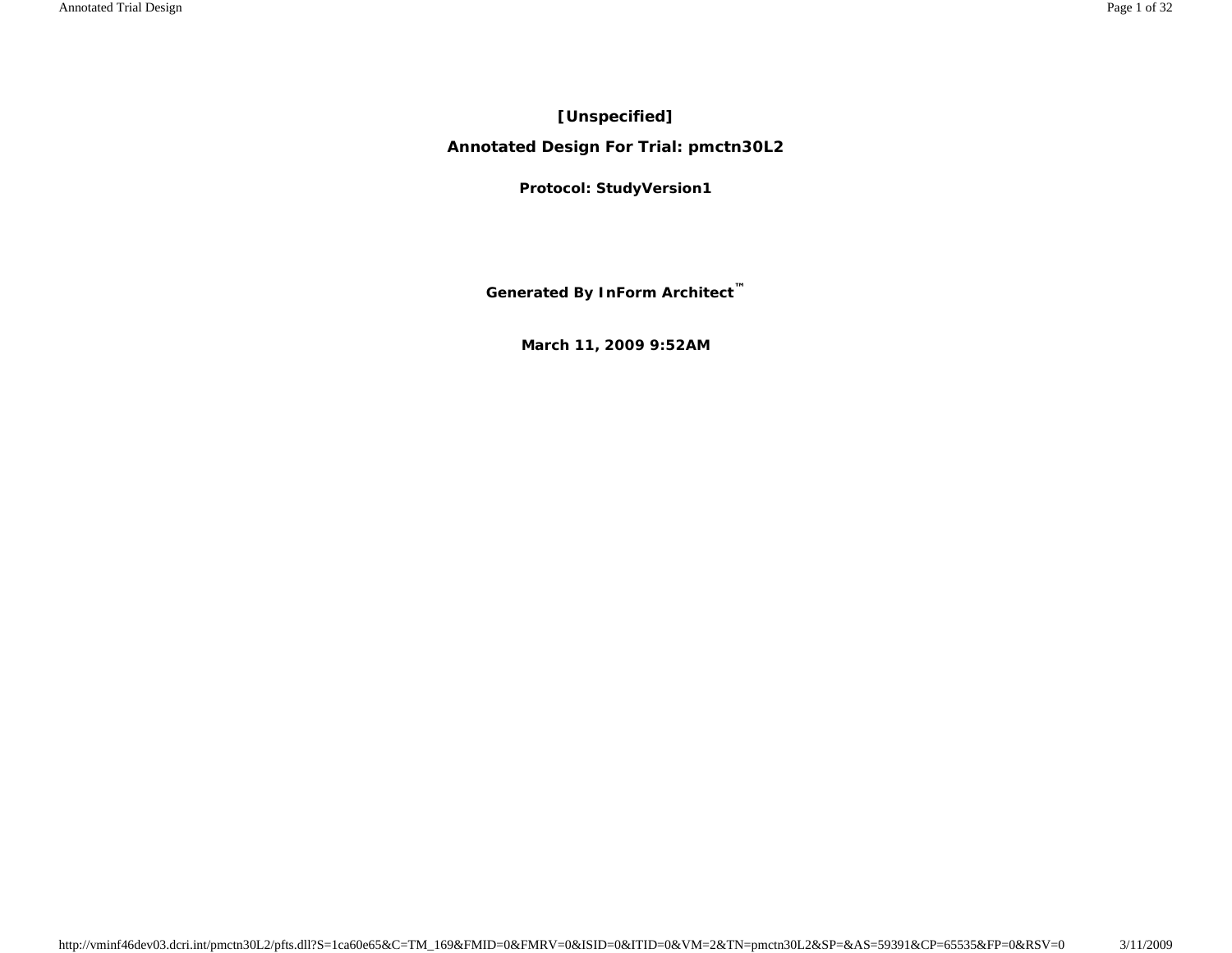**[Unspecified]**

**Annotated Design For Trial: pmctn30L2**

**Protocol: StudyVersion1**

**Generated By InForm Architect™**

**March 11, 2009 9:52AM**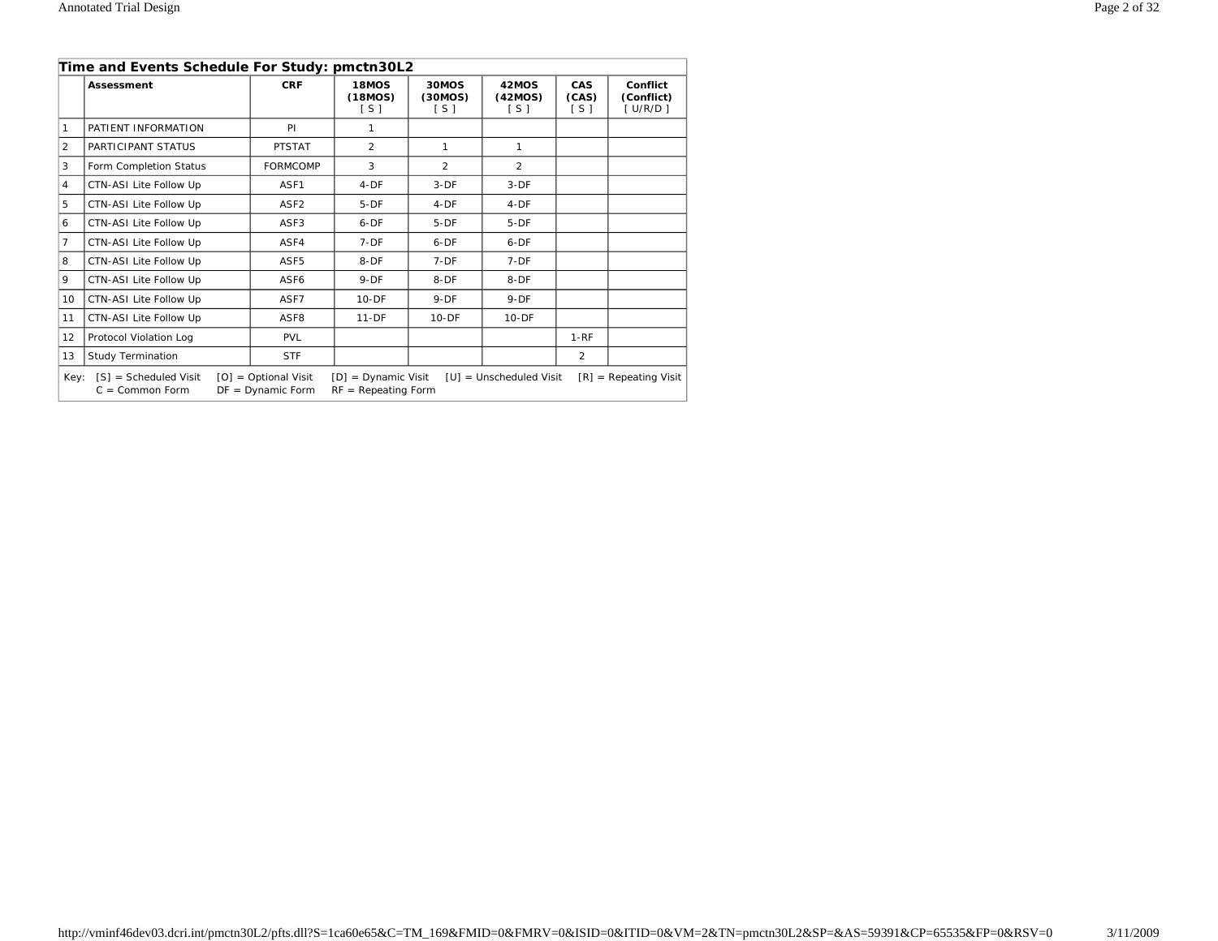**Time and Events Schedule For Study: pmctn30L2**

| | Assessment | CRF | 18MOS (18MOS) [ S ] | 30MOS (30MOS) [ S ] | 42MOS (42MOS) [ S ] | CAS (CAS) [ S ] | Conflict (Conflict) [ U/R/D ] |
|---|---|---|---|---|---|---|---|
| 1 | PATIENT INFORMATION | PI | 1 | | | | |
| 2 | PARTICIPANT STATUS | PTSTAT | 2 | 1 | 1 | | |
| 3 | Form Completion Status | FORMCOMP | 3 | 2 | 2 | | |
| 4 | CTN-ASI Lite Follow Up | ASF1 | 4-DF | 3-DF | 3-DF | | |
| 5 | CTN-ASI Lite Follow Up | ASF2 | 5-DF | 4-DF | 4-DF | | |
| 6 | CTN-ASI Lite Follow Up | ASF3 | 6-DF | 5-DF | 5-DF | | |
| 7 | CTN-ASI Lite Follow Up | ASF4 | 7-DF | 6-DF | 6-DF | | |
| 8 | CTN-ASI Lite Follow Up | ASF5 | 8-DF | 7-DF | 7-DF | | |
| 9 | CTN-ASI Lite Follow Up | ASF6 | 9-DF | 8-DF | 8-DF | | |
| 10 | CTN-ASI Lite Follow Up | ASF7 | 10-DF | 9-DF | 9-DF | | |
| 11 | CTN-ASI Lite Follow Up | ASF8 | 11-DF | 10-DF | 10-DF | | |
| 12 | Protocol Violation Log | PVL | | | | 1-RF | |
| 13 | Study Termination | STF | | | | 2 | |

Key: [S] = Scheduled Visit [O] = Optional Visit [D] = Dynamic Visit [U] = Unscheduled Visit [R] = Repeating Visit
C = Common Form DF = Dynamic Form RF = Repeating Form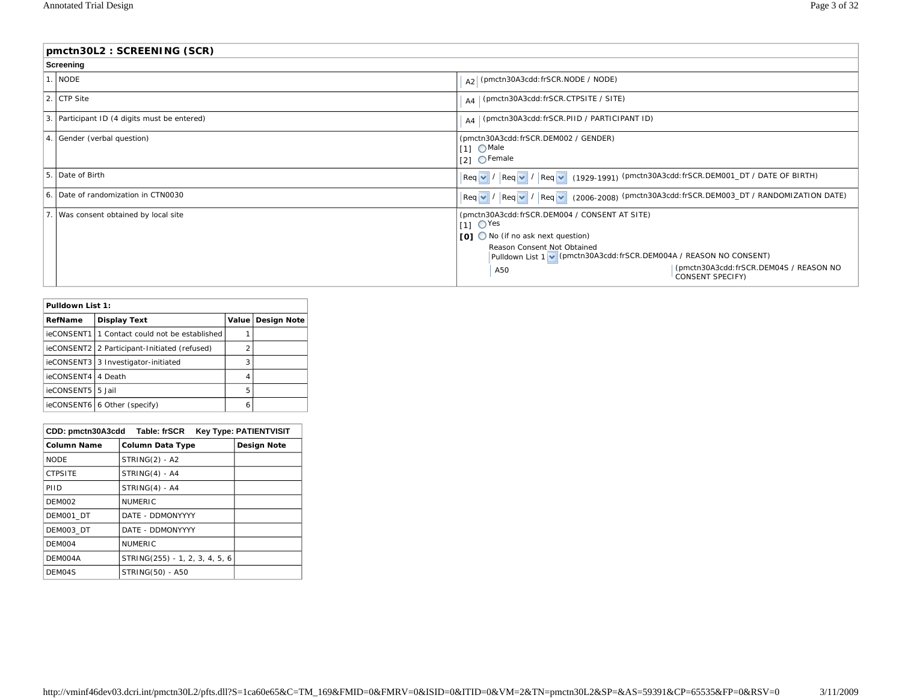## pmctn30L2 : SCREENING (SCR)

**Screening**

| # | Question | Response |
|---|---|---|
| 1. | NODE | A2 (pmctn30A3cdd:frSCR.NODE / NODE) |
| 2. | CTP Site | A4 (pmctn30A3cdd:frSCR.CTPSITE / SITE) |
| 3. | Participant ID (4 digits must be entered) | A4 (pmctn30A3cdd:frSCR.PIID / PARTICIPANT ID) |
| 4. | Gender (verbal question) | (pmctn30A3cdd:frSCR.DEM002 / GENDER)<br>[1] Male<br>[2] Female |
| 5. | Date of Birth | Req / Req / Req (1929-1991) (pmctn30A3cdd:frSCR.DEM001_DT / DATE OF BIRTH) |
| 6. | Date of randomization in CTN0030 | Req / Req / Req (2006-2008) (pmctn30A3cdd:frSCR.DEM003_DT / RANDOMIZATION DATE) |
| 7. | Was consent obtained by local site | (pmctn30A3cdd:frSCR.DEM004 / CONSENT AT SITE)<br>[1] Yes<br>**[0]** No (if no ask next question)<br>Reason Consent Not Obtained<br>Pulldown List 1 (pmctn30A3cdd:frSCR.DEM004A / REASON NO CONSENT)<br>A50 (pmctn30A3cdd:frSCR.DEM04S / REASON NO CONSENT SPECIFY) |

**Pulldown List 1:**

| RefName | Display Text | Value | Design Note |
|---|---|---|---|
| ieCONSENT1 | 1 Contact could not be established | 1 | |
| ieCONSENT2 | 2 Participant-Initiated (refused) | 2 | |
| ieCONSENT3 | 3 Investigator-initiated | 3 | |
| ieCONSENT4 | 4 Death | 4 | |
| ieCONSENT5 | 5 Jail | 5 | |
| ieCONSENT6 | 6 Other (specify) | 6 | |

**CDD: pmctn30A3cdd Table: frSCR Key Type: PATIENTVISIT**

| Column Name | Column Data Type | Design Note |
|---|---|---|
| NODE | STRING(2) - A2 | |
| CTPSITE | STRING(4) - A4 | |
| PIID | STRING(4) - A4 | |
| DEM002 | NUMERIC | |
| DEM001_DT | DATE - DDMONYYYY | |
| DEM003_DT | DATE - DDMONYYYY | |
| DEM004 | NUMERIC | |
| DEM004A | STRING(255) - 1, 2, 3, 4, 5, 6 | |
| DEM04S | STRING(50) - A50 | |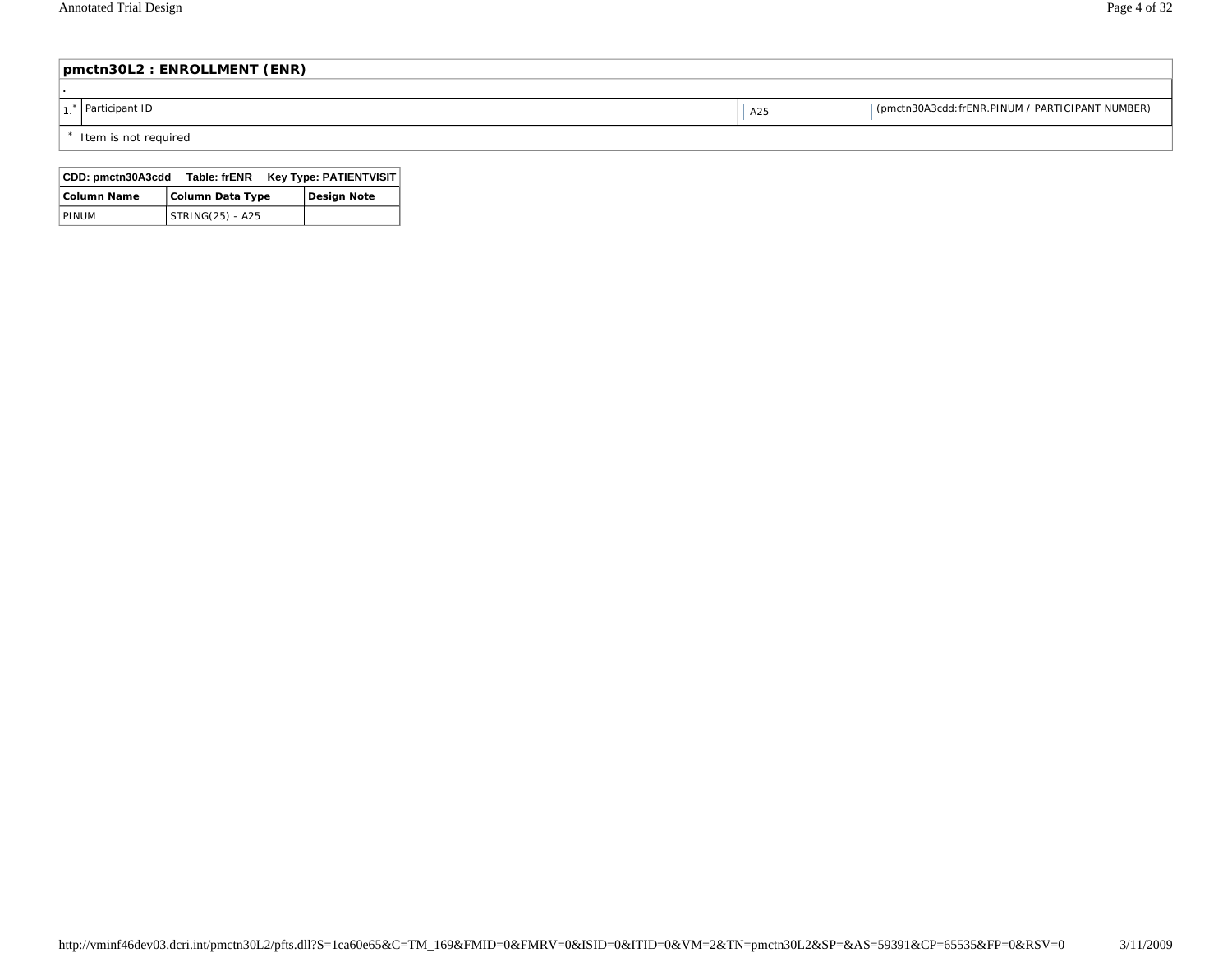## pmctn30L2 : ENROLLMENT (ENR)

.

| | | | |
|---|---|---|---|
| 1.* | Participant ID | A25 | (pmctn30A3cdd:frENR.PINUM / PARTICIPANT NUMBER) |

\* Item is not required

| CDD: pmctn30A3cdd Table: frENR Key Type: PATIENTVISIT | | |
|---|---|---|
| **Column Name** | **Column Data Type** | **Design Note** |
| PINUM | STRING(25) - A25 | |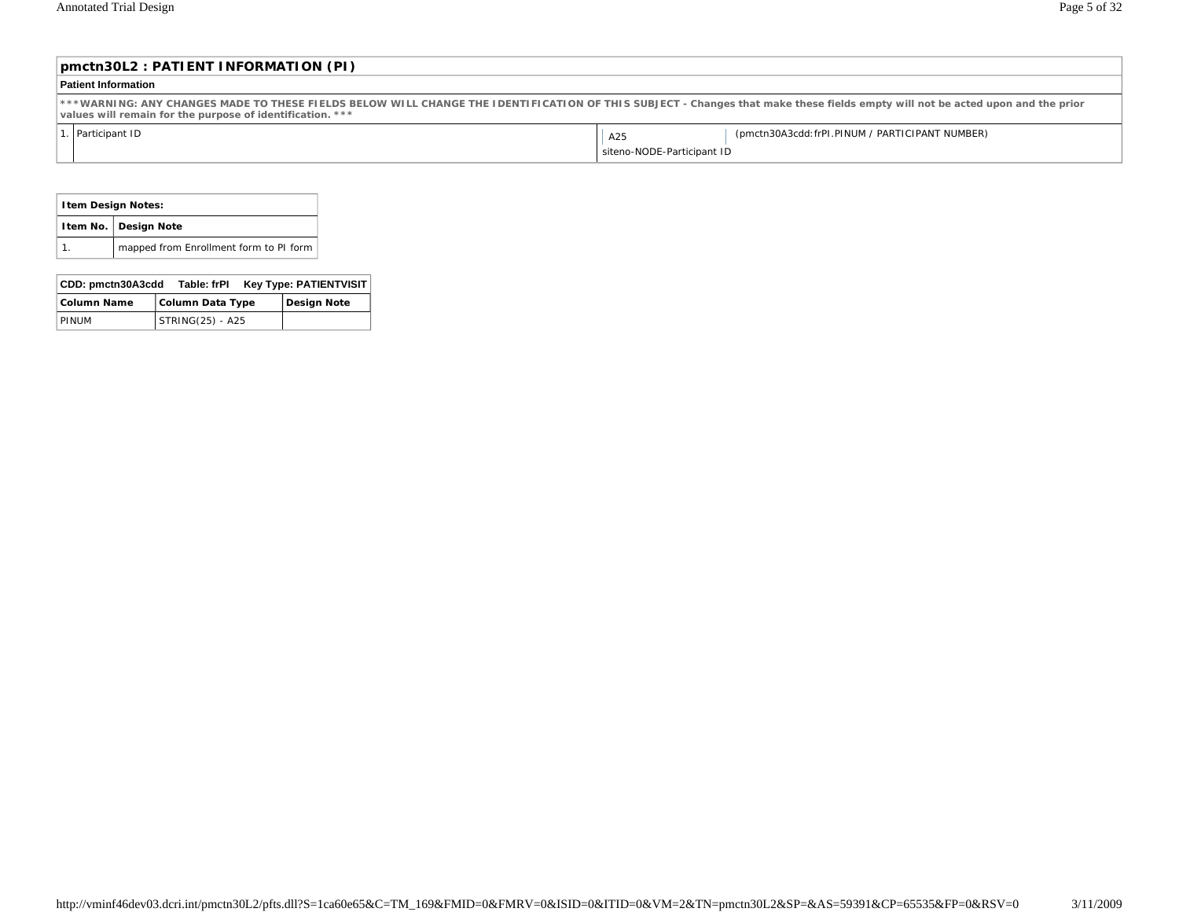## pmctn30L2 : PATIENT INFORMATION (PI)

**Patient Information**

**\*\*\*WARNING: ANY CHANGES MADE TO THESE FIELDS BELOW WILL CHANGE THE IDENTIFICATION OF THIS SUBJECT - Changes that make these fields empty will not be acted upon and the prior values will remain for the purpose of identification. \*\*\***

| | | | |
|---|---|---|---|
| 1. | Participant ID | A25<br>siteno-NODE-Participant ID | (pmctn30A3cdd:frPI.PINUM / PARTICIPANT NUMBER) |

| Item Design Notes: | |
|---|---|
| **Item No.** | **Design Note** |
| 1. | mapped from Enrollment form to PI form |

| CDD: pmctn30A3cdd | Table: frPI | Key Type: PATIENTVISIT |
|---|---|---|
| **Column Name** | **Column Data Type** | **Design Note** |
| PINUM | STRING(25) - A25 | |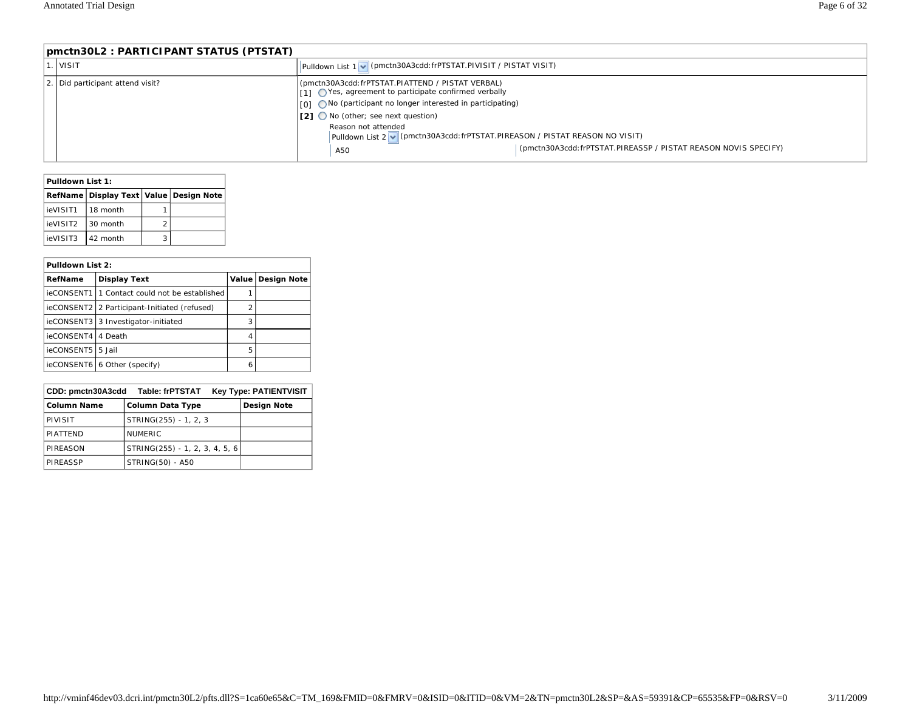## pmctn30L2 : PARTICIPANT STATUS (PTSTAT)

| | | |
|---|---|---|
| 1. | VISIT | Pulldown List 1 (pmctn30A3cdd:frPTSTAT.PIVISIT / PISTAT VISIT) |
| 2. | Did participant attend visit? | (pmctn30A3cdd:frPTSTAT.PIATTEND / PISTAT VERBAL)<br>[1] Yes, agreement to participate confirmed verbally<br>[0] No (participant no longer interested in participating)<br>[2] No (other; see next question)<br>Reason not attended<br>Pulldown List 2 (pmctn30A3cdd:frPTSTAT.PIREASON / PISTAT REASON NO VISIT)<br>A50 (pmctn30A3cdd:frPTSTAT.PIREASSP / PISTAT REASON NOVIS SPECIFY) |

**Pulldown List 1:**

| RefName | Display Text | Value | Design Note |
|---|---|---|---|
| ieVISIT1 | 18 month | 1 | |
| ieVISIT2 | 30 month | 2 | |
| ieVISIT3 | 42 month | 3 | |

**Pulldown List 2:**

| RefName | Display Text | Value | Design Note |
|---|---|---|---|
| ieCONSENT1 | 1 Contact could not be established | 1 | |
| ieCONSENT2 | 2 Participant-Initiated (refused) | 2 | |
| ieCONSENT3 | 3 Investigator-initiated | 3 | |
| ieCONSENT4 | 4 Death | 4 | |
| ieCONSENT5 | 5 Jail | 5 | |
| ieCONSENT6 | 6 Other (specify) | 6 | |

**CDD: pmctn30A3cdd Table: frPTSTAT Key Type: PATIENTVISIT**

| Column Name | Column Data Type | Design Note |
|---|---|---|
| PIVISIT | STRING(255) - 1, 2, 3 | |
| PIATTEND | NUMERIC | |
| PIREASON | STRING(255) - 1, 2, 3, 4, 5, 6 | |
| PIREASSP | STRING(50) - A50 | |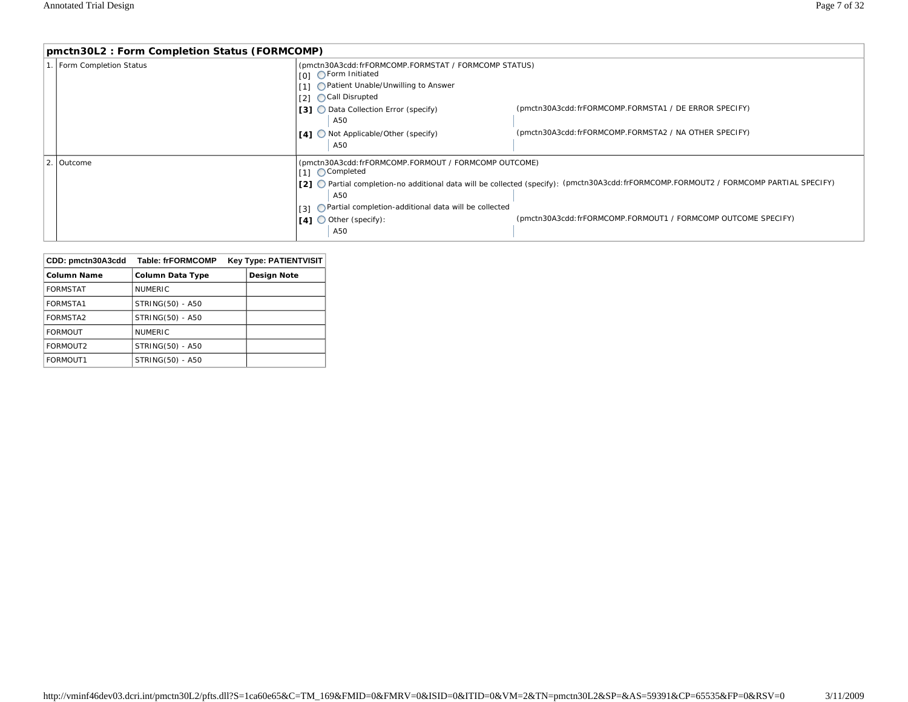## pmctn30L2 : Form Completion Status (FORMCOMP)

| | | |
|---|---|---|
| 1. | Form Completion Status | (pmctn30A3cdd:frFORMCOMP.FORMSTAT / FORMCOMP STATUS)<br>[0] ◯ Form Initiated<br>[1] ◯ Patient Unable/Unwilling to Answer<br>[2] ◯ Call Disrupted<br>**[3]** ◯ Data Collection Error (specify) (pmctn30A3cdd:frFORMCOMP.FORMSTA1 / DE ERROR SPECIFY)<br>A50<br>**[4]** ◯ Not Applicable/Other (specify) (pmctn30A3cdd:frFORMCOMP.FORMSTA2 / NA OTHER SPECIFY)<br>A50 |
| 2. | Outcome | (pmctn30A3cdd:frFORMCOMP.FORMOUT / FORMCOMP OUTCOME)<br>[1] ◯ Completed<br>**[2]** ◯ Partial completion-no additional data will be collected (specify): (pmctn30A3cdd:frFORMCOMP.FORMOUT2 / FORMCOMP PARTIAL SPECIFY)<br>A50<br>[3] ◯ Partial completion-additional data will be collected<br>**[4]** ◯ Other (specify): (pmctn30A3cdd:frFORMCOMP.FORMOUT1 / FORMCOMP OUTCOME SPECIFY)<br>A50 |

| CDD: pmctn30A3cdd | Table: frFORMCOMP | Key Type: PATIENTVISIT |
|---|---|---|
| **Column Name** | **Column Data Type** | **Design Note** |
| FORMSTAT | NUMERIC | |
| FORMSTA1 | STRING(50) - A50 | |
| FORMSTA2 | STRING(50) - A50 | |
| FORMOUT | NUMERIC | |
| FORMOUT2 | STRING(50) - A50 | |
| FORMOUT1 | STRING(50) - A50 | |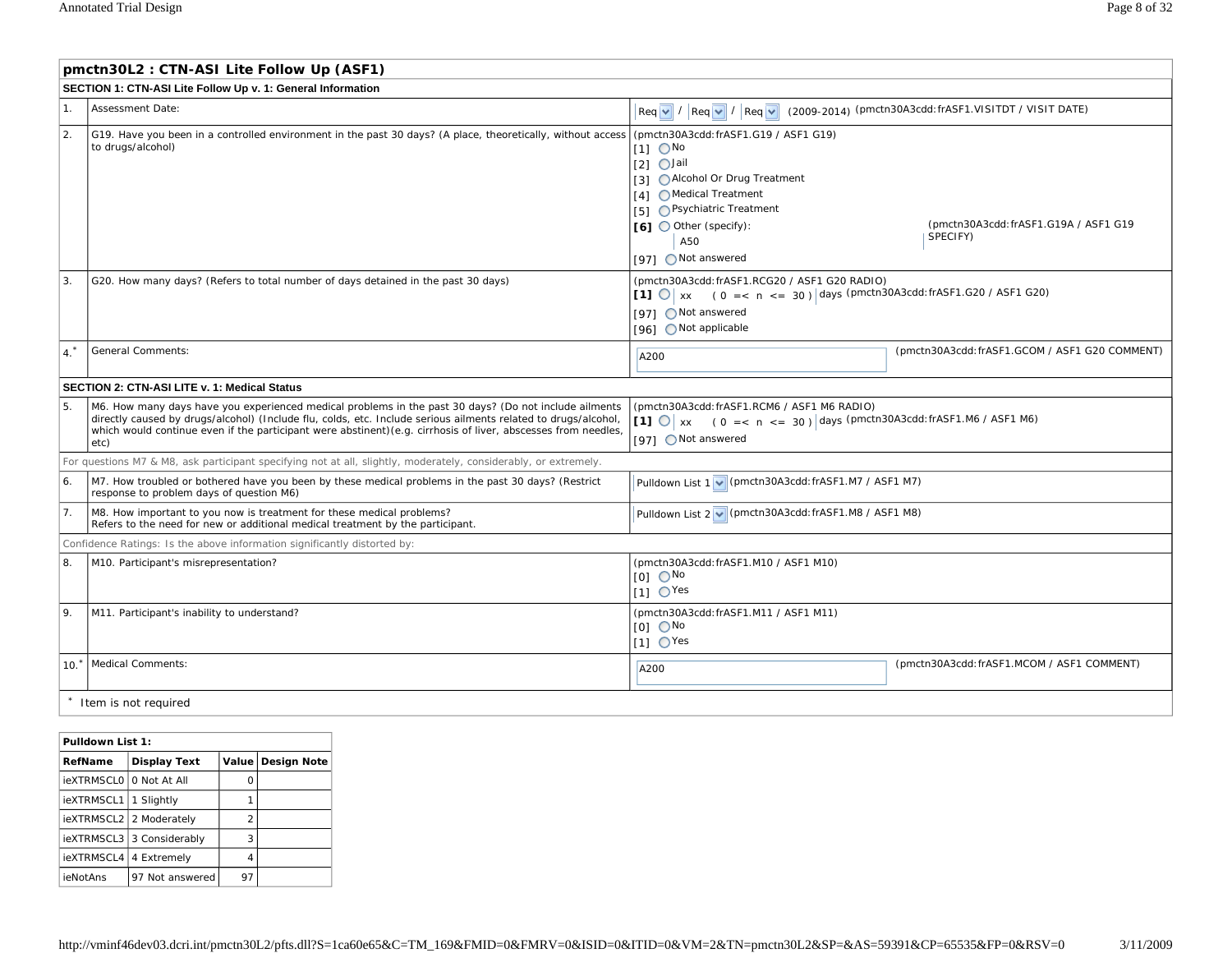## pmctn30L2 : CTN-ASI Lite Follow Up (ASF1)

### SECTION 1: CTN-ASI Lite Follow Up v. 1: General Information

| # | Question | Response |
|---|---|---|
| 1. | Assessment Date: | Req / Req / Req (2009-2014) (pmctn30A3cdd:frASF1.VISITDT / VISIT DATE) |
| 2. | G19. Have you been in a controlled environment in the past 30 days? (A place, theoretically, without access to drugs/alcohol) | (pmctn30A3cdd:frASF1.G19 / ASF1 G19)<br>[1] No<br>[2] Jail<br>[3] Alcohol Or Drug Treatment<br>[4] Medical Treatment<br>[5] Psychiatric Treatment<br>**[6]** Other (specify): A50 (pmctn30A3cdd:frASF1.G19A / ASF1 G19 SPECIFY)<br>[97] Not answered |
| 3. | G20. How many days? (Refers to total number of days detained in the past 30 days) | (pmctn30A3cdd:frASF1.RCG20 / ASF1 G20 RADIO)<br>**[1]** xx (0 =< n <= 30) days (pmctn30A3cdd:frASF1.G20 / ASF1 G20)<br>[97] Not answered<br>[96] Not applicable |
| 4.* | General Comments: | A200 (pmctn30A3cdd:frASF1.GCOM / ASF1 G20 COMMENT) |

### SECTION 2: CTN-ASI LITE v. 1: Medical Status

| # | Question | Response |
|---|---|---|
| 5. | M6. How many days have you experienced medical problems in the past 30 days? (Do not include ailments directly caused by drugs/alcohol) (Include flu, colds, etc. Include serious ailments related to drugs/alcohol, which would continue even if the participant were abstinent)(e.g. cirrhosis of liver, abscesses from needles, etc) | (pmctn30A3cdd:frASF1.RCM6 / ASF1 M6 RADIO)<br>**[1]** xx (0 =< n <= 30) days (pmctn30A3cdd:frASF1.M6 / ASF1 M6)<br>[97] Not answered |
| | For questions M7 & M8, ask participant specifying not at all, slightly, moderately, considerably, or extremely. | |
| 6. | M7. How troubled or bothered have you been by these medical problems in the past 30 days? (Restrict response to problem days of question M6) | Pulldown List 1 (pmctn30A3cdd:frASF1.M7 / ASF1 M7) |
| 7. | M8. How important to you now is treatment for these medical problems?<br>Refers to the need for new or additional medical treatment by the participant. | Pulldown List 2 (pmctn30A3cdd:frASF1.M8 / ASF1 M8) |
| | Confidence Ratings: Is the above information significantly distorted by: | |
| 8. | M10. Participant's misrepresentation? | (pmctn30A3cdd:frASF1.M10 / ASF1 M10)<br>[0] No<br>[1] Yes |
| 9. | M11. Participant's inability to understand? | (pmctn30A3cdd:frASF1.M11 / ASF1 M11)<br>[0] No<br>[1] Yes |
| 10.* | Medical Comments: | A200 (pmctn30A3cdd:frASF1.MCOM / ASF1 COMMENT) |

\* Item is not required

**Pulldown List 1:**

| RefName | Display Text | Value | Design Note |
|---|---|---|---|
| ieXTRMSCL0 | 0 Not At All | 0 | |
| ieXTRMSCL1 | 1 Slightly | 1 | |
| ieXTRMSCL2 | 2 Moderately | 2 | |
| ieXTRMSCL3 | 3 Considerably | 3 | |
| ieXTRMSCL4 | 4 Extremely | 4 | |
| ieNotAns | 97 Not answered | 97 | |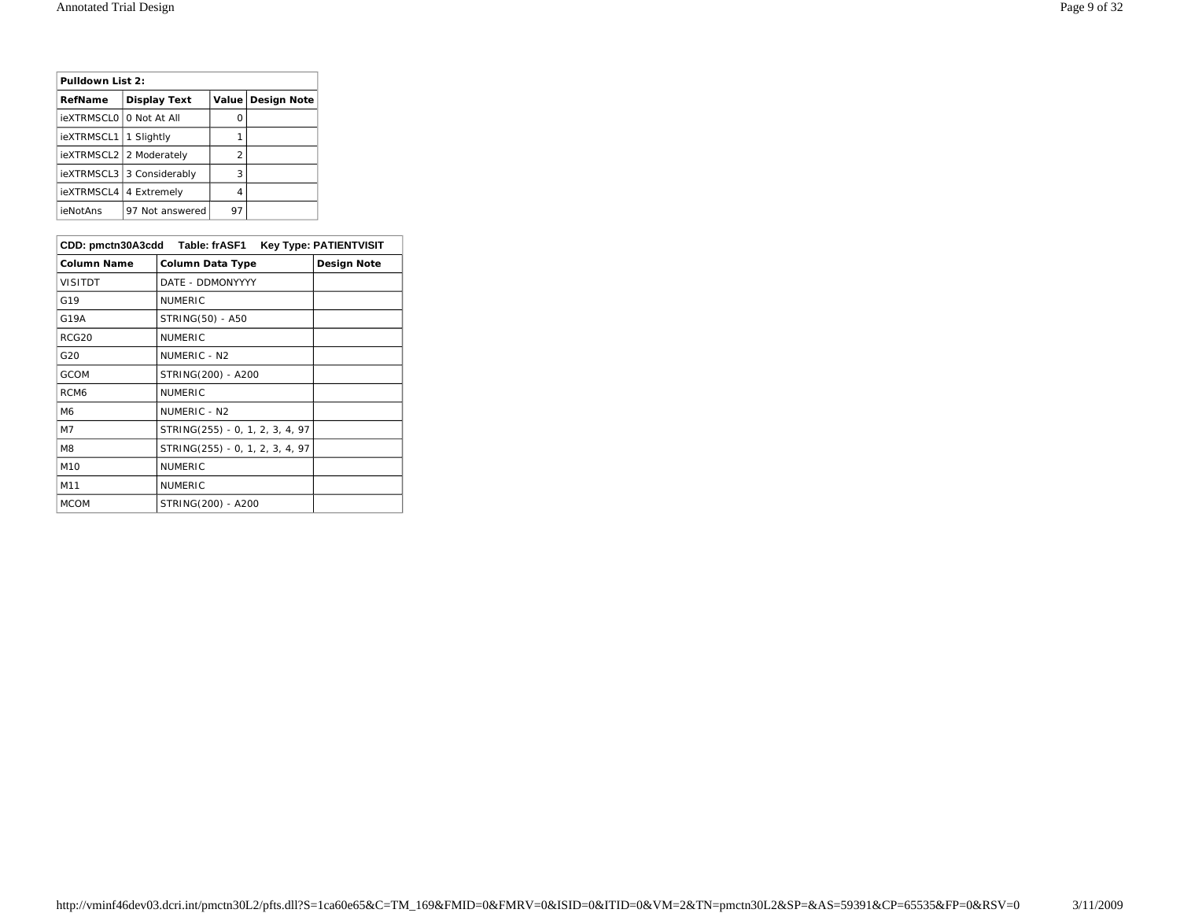| Pulldown List 2: | | | |
|---|---|---|---|
| **RefName** | **Display Text** | **Value** | **Design Note** |
| ieXTRMSCL0 | 0 Not At All | 0 | |
| ieXTRMSCL1 | 1 Slightly | 1 | |
| ieXTRMSCL2 | 2 Moderately | 2 | |
| ieXTRMSCL3 | 3 Considerably | 3 | |
| ieXTRMSCL4 | 4 Extremely | 4 | |
| ieNotAns | 97 Not answered | 97 | |

| CDD: pmctn30A3cdd Table: frASF1 Key Type: PATIENTVISIT | | |
|---|---|---|
| **Column Name** | **Column Data Type** | **Design Note** |
| VISITDT | DATE - DDMONYYYY | |
| G19 | NUMERIC | |
| G19A | STRING(50) - A50 | |
| RCG20 | NUMERIC | |
| G20 | NUMERIC - N2 | |
| GCOM | STRING(200) - A200 | |
| RCM6 | NUMERIC | |
| M6 | NUMERIC - N2 | |
| M7 | STRING(255) - 0, 1, 2, 3, 4, 97 | |
| M8 | STRING(255) - 0, 1, 2, 3, 4, 97 | |
| M10 | NUMERIC | |
| M11 | NUMERIC | |
| MCOM | STRING(200) - A200 | |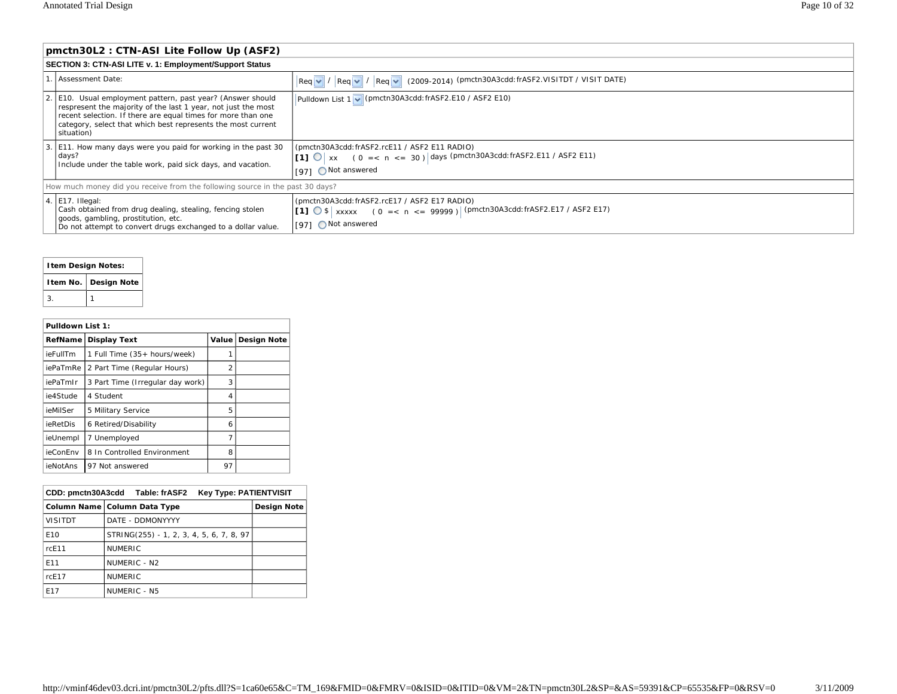## pmctn30L2 : CTN-ASI Lite Follow Up (ASF2)

### SECTION 3: CTN-ASI LITE v. 1: Employment/Support Status

| | | |
|---|---|---|
| 1. | Assessment Date: | Req / Req / Req (2009-2014) (pmctn30A3cdd:frASF2.VISITDT / VISIT DATE) |
| 2. | E10. Usual employment pattern, past year? (Answer should respresent the majority of the last 1 year, not just the most recent selection. If there are equal times for more than one category, select that which best represents the most current situation) | Pulldown List 1 (pmctn30A3cdd:frASF2.E10 / ASF2 E10) |
| 3. | E11. How many days were you paid for working in the past 30 days? Include under the table work, paid sick days, and vacation. | (pmctn30A3cdd:frASF2.rcE11 / ASF2 E11 RADIO) [1] xx ( 0 =< n <= 30 ) days (pmctn30A3cdd:frASF2.E11 / ASF2 E11) [97] Not answered |
| | How much money did you receive from the following source in the past 30 days? | |
| 4. | E17. Illegal: Cash obtained from drug dealing, stealing, fencing stolen goods, gambling, prostitution, etc. Do not attempt to convert drugs exchanged to a dollar value. | (pmctn30A3cdd:frASF2.rcE17 / ASF2 E17 RADIO) [1] $ xxxxx ( 0 =< n <= 99999 ) (pmctn30A3cdd:frASF2.E17 / ASF2 E17) [97] Not answered |

**Item Design Notes:**

| Item No. | Design Note |
|---|---|
| 3. | 1 |

**Pulldown List 1:**

| RefName | Display Text | Value | Design Note |
|---|---|---|---|
| ieFullTm | 1 Full Time (35+ hours/week) | 1 | |
| iePaTmRe | 2 Part Time (Regular Hours) | 2 | |
| iePaTmIr | 3 Part Time (Irregular day work) | 3 | |
| ie4Stude | 4 Student | 4 | |
| ieMilSer | 5 Military Service | 5 | |
| ieRetDis | 6 Retired/Disability | 6 | |
| ieUnempl | 7 Unemployed | 7 | |
| ieConEnv | 8 In Controlled Environment | 8 | |
| ieNotAns | 97 Not answered | 97 | |

**CDD: pmctn30A3cdd Table: frASF2 Key Type: PATIENTVISIT**

| Column Name | Column Data Type | Design Note |
|---|---|---|
| VISITDT | DATE - DDMONYYYY | |
| E10 | STRING(255) - 1, 2, 3, 4, 5, 6, 7, 8, 97 | |
| rcE11 | NUMERIC | |
| E11 | NUMERIC - N2 | |
| rcE17 | NUMERIC | |
| E17 | NUMERIC - N5 | |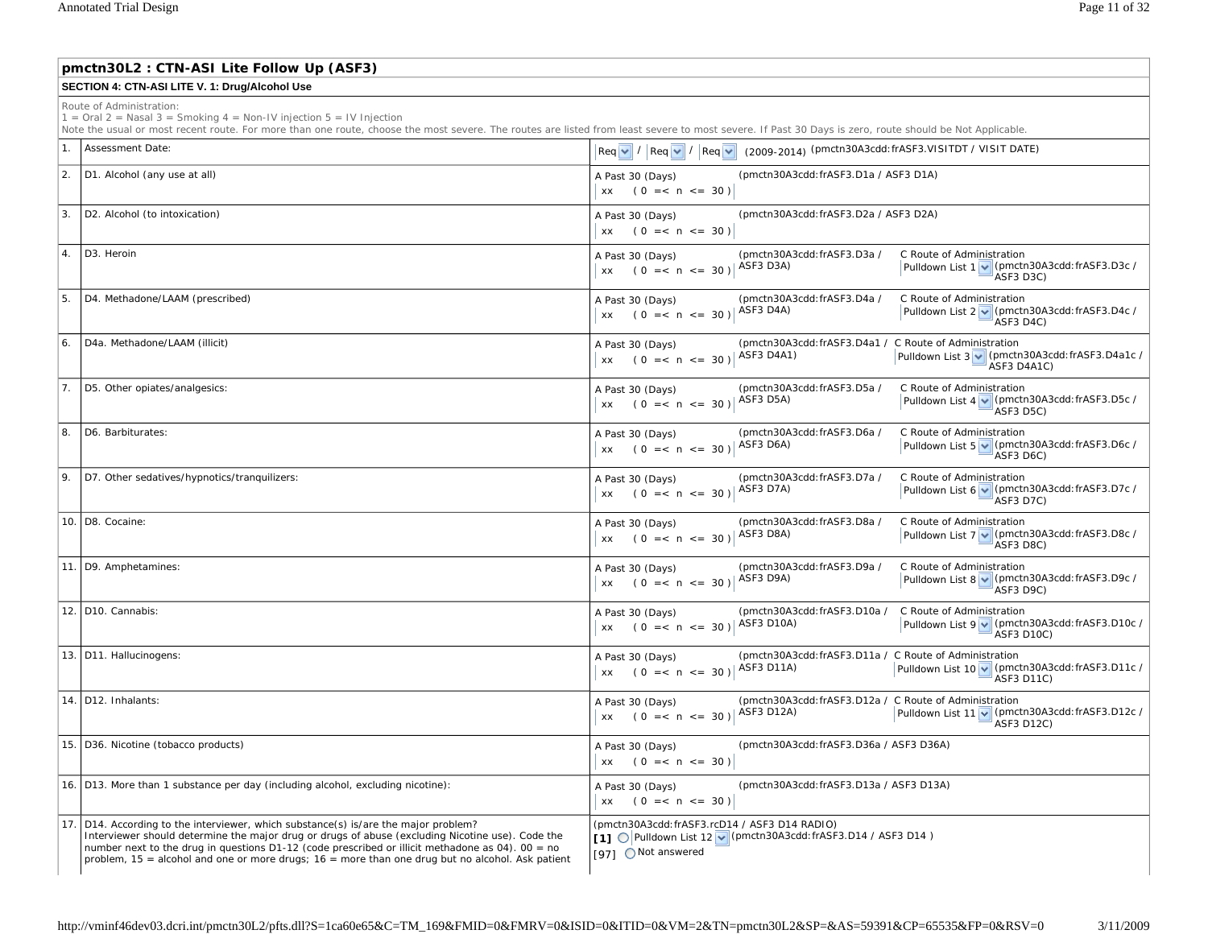## pmctn30L2 : CTN-ASI Lite Follow Up (ASF3)

**SECTION 4: CTN-ASI LITE V. 1: Drug/Alcohol Use**

Route of Administration:
1 = Oral 2 = Nasal 3 = Smoking 4 = Non-IV injection 5 = IV Injection
Note the usual or most recent route. For more than one route, choose the most severe. The routes are listed from least severe to most severe. If Past 30 Days is zero, route should be Not Applicable.

| # | Item | Response | | |
|---|---|---|---|---|
| 1. | Assessment Date: | Req / Req / Req (2009-2014) (pmctn30A3cdd:frASF3.VISITDT / VISIT DATE) | | |
| 2. | D1. Alcohol (any use at all) | A Past 30 (Days) xx ( 0 =< n <= 30 ) | (pmctn30A3cdd:frASF3.D1a / ASF3 D1A) | |
| 3. | D2. Alcohol (to intoxication) | A Past 30 (Days) xx ( 0 =< n <= 30 ) | (pmctn30A3cdd:frASF3.D2a / ASF3 D2A) | |
| 4. | D3. Heroin | A Past 30 (Days) xx ( 0 =< n <= 30 ) | (pmctn30A3cdd:frASF3.D3a / ASF3 D3A) | C Route of Administration Pulldown List 1 (pmctn30A3cdd:frASF3.D3c / ASF3 D3C) |
| 5. | D4. Methadone/LAAM (prescribed) | A Past 30 (Days) xx ( 0 =< n <= 30 ) | (pmctn30A3cdd:frASF3.D4a / ASF3 D4A) | C Route of Administration Pulldown List 2 (pmctn30A3cdd:frASF3.D4c / ASF3 D4C) |
| 6. | D4a. Methadone/LAAM (illicit) | A Past 30 (Days) xx ( 0 =< n <= 30 ) | (pmctn30A3cdd:frASF3.D4a1 / ASF3 D4A1) | C Route of Administration Pulldown List 3 (pmctn30A3cdd:frASF3.D4a1c / ASF3 D4A1C) |
| 7. | D5. Other opiates/analgesics: | A Past 30 (Days) xx ( 0 =< n <= 30 ) | (pmctn30A3cdd:frASF3.D5a / ASF3 D5A) | C Route of Administration Pulldown List 4 (pmctn30A3cdd:frASF3.D5c / ASF3 D5C) |
| 8. | D6. Barbiturates: | A Past 30 (Days) xx ( 0 =< n <= 30 ) | (pmctn30A3cdd:frASF3.D6a / ASF3 D6A) | C Route of Administration Pulldown List 5 (pmctn30A3cdd:frASF3.D6c / ASF3 D6C) |
| 9. | D7. Other sedatives/hypnotics/tranquilizers: | A Past 30 (Days) xx ( 0 =< n <= 30 ) | (pmctn30A3cdd:frASF3.D7a / ASF3 D7A) | C Route of Administration Pulldown List 6 (pmctn30A3cdd:frASF3.D7c / ASF3 D7C) |
| 10. | D8. Cocaine: | A Past 30 (Days) xx ( 0 =< n <= 30 ) | (pmctn30A3cdd:frASF3.D8a / ASF3 D8A) | C Route of Administration Pulldown List 7 (pmctn30A3cdd:frASF3.D8c / ASF3 D8C) |
| 11. | D9. Amphetamines: | A Past 30 (Days) xx ( 0 =< n <= 30 ) | (pmctn30A3cdd:frASF3.D9a / ASF3 D9A) | C Route of Administration Pulldown List 8 (pmctn30A3cdd:frASF3.D9c / ASF3 D9C) |
| 12. | D10. Cannabis: | A Past 30 (Days) xx ( 0 =< n <= 30 ) | (pmctn30A3cdd:frASF3.D10a / ASF3 D10A) | C Route of Administration Pulldown List 9 (pmctn30A3cdd:frASF3.D10c / ASF3 D10C) |
| 13. | D11. Hallucinogens: | A Past 30 (Days) xx ( 0 =< n <= 30 ) | (pmctn30A3cdd:frASF3.D11a / ASF3 D11A) | C Route of Administration Pulldown List 10 (pmctn30A3cdd:frASF3.D11c / ASF3 D11C) |
| 14. | D12. Inhalants: | A Past 30 (Days) xx ( 0 =< n <= 30 ) | (pmctn30A3cdd:frASF3.D12a / ASF3 D12A) | C Route of Administration Pulldown List 11 (pmctn30A3cdd:frASF3.D12c / ASF3 D12C) |
| 15. | D36. Nicotine (tobacco products) | A Past 30 (Days) xx ( 0 =< n <= 30 ) | (pmctn30A3cdd:frASF3.D36a / ASF3 D36A) | |
| 16. | D13. More than 1 substance per day (including alcohol, excluding nicotine): | A Past 30 (Days) xx ( 0 =< n <= 30 ) | (pmctn30A3cdd:frASF3.D13a / ASF3 D13A) | |
| 17. | D14. According to the interviewer, which substance(s) is/are the major problem? Interviewer should determine the major drug or drugs of abuse (excluding Nicotine use). Code the number next to the drug in questions D1-12 (code prescribed or illicit methadone as 04). 00 = no problem, 15 = alcohol and one or more drugs; 16 = more than one drug but no alcohol. Ask patient | (pmctn30A3cdd:frASF3.rcD14 / ASF3 D14 RADIO) [1] ○ Pulldown List 12 (pmctn30A3cdd:frASF3.D14 / ASF3 D14 ) [97] ○ Not answered | | |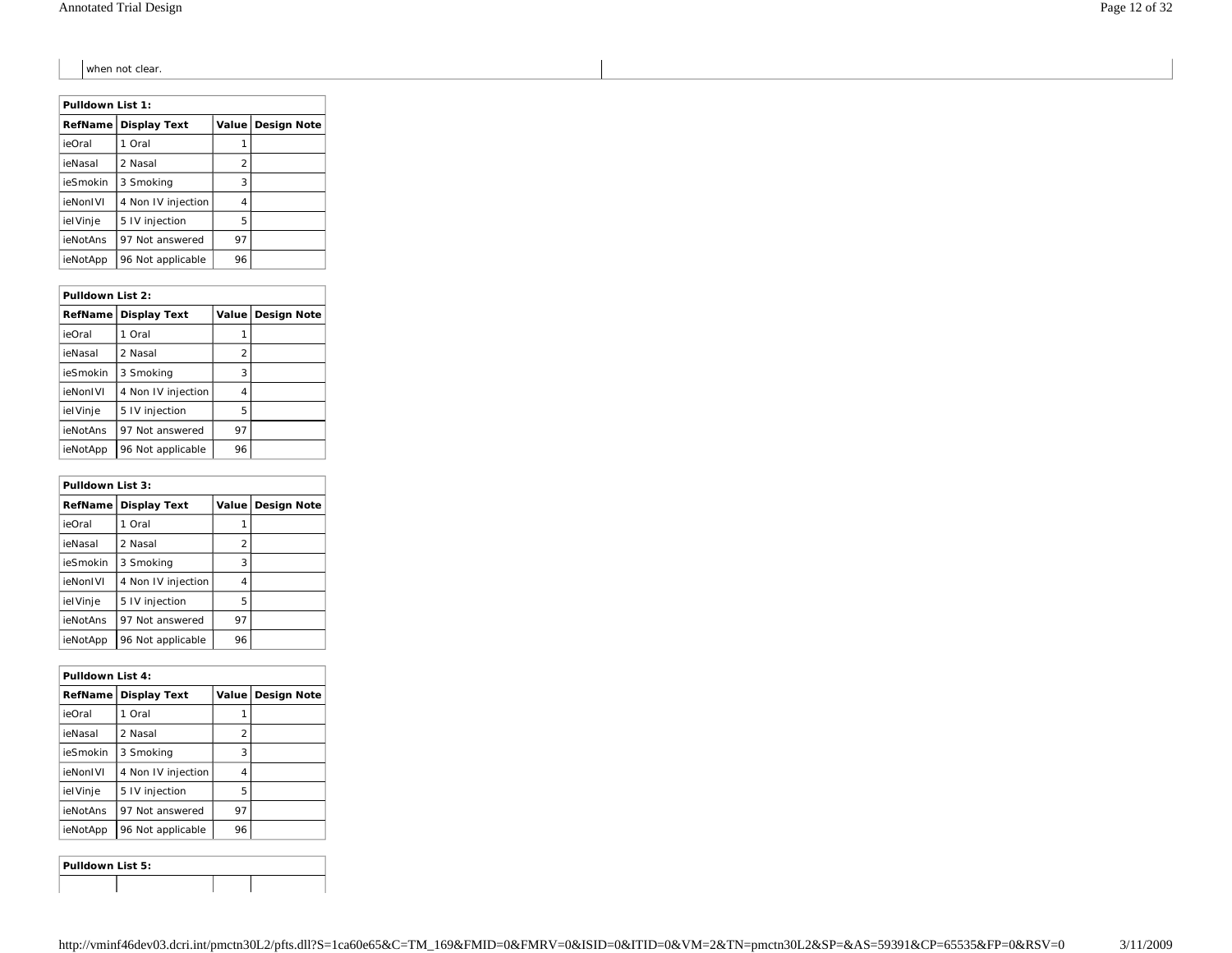when not clear.

**Pulldown List 1:**

| RefName | Display Text | Value | Design Note |
|---|---|---|---|
| ieOral | 1 Oral | 1 | |
| ieNasal | 2 Nasal | 2 | |
| ieSmokin | 3 Smoking | 3 | |
| ieNonIVI | 4 Non IV injection | 4 | |
| ieIVinje | 5 IV injection | 5 | |
| ieNotAns | 97 Not answered | 97 | |
| ieNotApp | 96 Not applicable | 96 | |

**Pulldown List 2:**

| RefName | Display Text | Value | Design Note |
|---|---|---|---|
| ieOral | 1 Oral | 1 | |
| ieNasal | 2 Nasal | 2 | |
| ieSmokin | 3 Smoking | 3 | |
| ieNonIVI | 4 Non IV injection | 4 | |
| ieIVinje | 5 IV injection | 5 | |
| ieNotAns | 97 Not answered | 97 | |
| ieNotApp | 96 Not applicable | 96 | |

**Pulldown List 3:**

| RefName | Display Text | Value | Design Note |
|---|---|---|---|
| ieOral | 1 Oral | 1 | |
| ieNasal | 2 Nasal | 2 | |
| ieSmokin | 3 Smoking | 3 | |
| ieNonIVI | 4 Non IV injection | 4 | |
| ieIVinje | 5 IV injection | 5 | |
| ieNotAns | 97 Not answered | 97 | |
| ieNotApp | 96 Not applicable | 96 | |

**Pulldown List 4:**

| RefName | Display Text | Value | Design Note |
|---|---|---|---|
| ieOral | 1 Oral | 1 | |
| ieNasal | 2 Nasal | 2 | |
| ieSmokin | 3 Smoking | 3 | |
| ieNonIVI | 4 Non IV injection | 4 | |
| ieIVinje | 5 IV injection | 5 | |
| ieNotAns | 97 Not answered | 97 | |
| ieNotApp | 96 Not applicable | 96 | |

**Pulldown List 5:**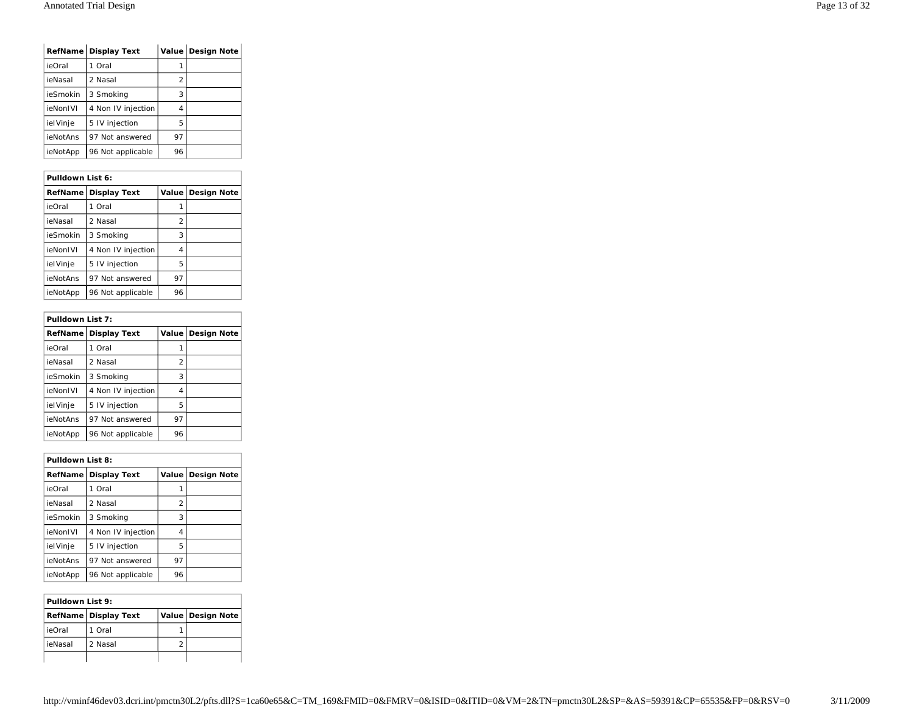| RefName | Display Text | Value | Design Note |
|---|---|---|---|
| ieOral | 1 Oral | 1 | |
| ieNasal | 2 Nasal | 2 | |
| ieSmokin | 3 Smoking | 3 | |
| ieNonIVI | 4 Non IV injection | 4 | |
| ieIVinje | 5 IV injection | 5 | |
| ieNotAns | 97 Not answered | 97 | |
| ieNotApp | 96 Not applicable | 96 | |

**Pulldown List 6:**

| RefName | Display Text | Value | Design Note |
|---|---|---|---|
| ieOral | 1 Oral | 1 | |
| ieNasal | 2 Nasal | 2 | |
| ieSmokin | 3 Smoking | 3 | |
| ieNonIVI | 4 Non IV injection | 4 | |
| ieIVinje | 5 IV injection | 5 | |
| ieNotAns | 97 Not answered | 97 | |
| ieNotApp | 96 Not applicable | 96 | |

**Pulldown List 7:**

| RefName | Display Text | Value | Design Note |
|---|---|---|---|
| ieOral | 1 Oral | 1 | |
| ieNasal | 2 Nasal | 2 | |
| ieSmokin | 3 Smoking | 3 | |
| ieNonIVI | 4 Non IV injection | 4 | |
| ieIVinje | 5 IV injection | 5 | |
| ieNotAns | 97 Not answered | 97 | |
| ieNotApp | 96 Not applicable | 96 | |

**Pulldown List 8:**

| RefName | Display Text | Value | Design Note |
|---|---|---|---|
| ieOral | 1 Oral | 1 | |
| ieNasal | 2 Nasal | 2 | |
| ieSmokin | 3 Smoking | 3 | |
| ieNonIVI | 4 Non IV injection | 4 | |
| ieIVinje | 5 IV injection | 5 | |
| ieNotAns | 97 Not answered | 97 | |
| ieNotApp | 96 Not applicable | 96 | |

**Pulldown List 9:**

| RefName | Display Text | Value | Design Note |
|---|---|---|---|
| ieOral | 1 Oral | 1 | |
| ieNasal | 2 Nasal | 2 | |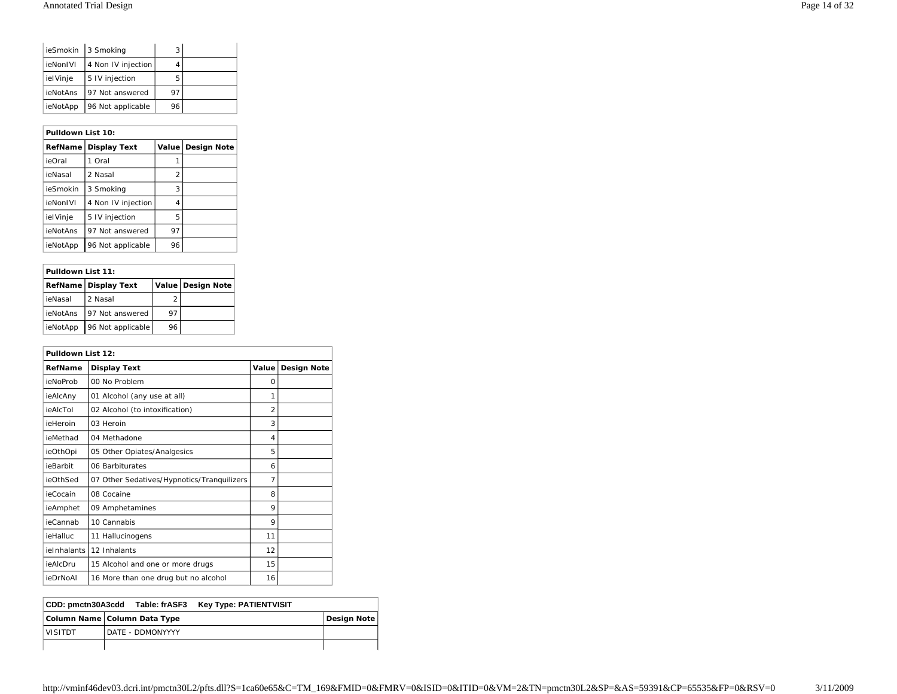| | | | |
|---|---|---|---|
| ieSmokin | 3 Smoking | 3 | |
| ieNonIVI | 4 Non IV injection | 4 | |
| ieIVinje | 5 IV injection | 5 | |
| ieNotAns | 97 Not answered | 97 | |
| ieNotApp | 96 Not applicable | 96 | |

**Pulldown List 10:**

| RefName | Display Text | Value | Design Note |
|---|---|---|---|
| ieOral | 1 Oral | 1 | |
| ieNasal | 2 Nasal | 2 | |
| ieSmokin | 3 Smoking | 3 | |
| ieNonIVI | 4 Non IV injection | 4 | |
| ieIVinje | 5 IV injection | 5 | |
| ieNotAns | 97 Not answered | 97 | |
| ieNotApp | 96 Not applicable | 96 | |

**Pulldown List 11:**

| RefName | Display Text | Value | Design Note |
|---|---|---|---|
| ieNasal | 2 Nasal | 2 | |
| ieNotAns | 97 Not answered | 97 | |
| ieNotApp | 96 Not applicable | 96 | |

**Pulldown List 12:**

| RefName | Display Text | Value | Design Note |
|---|---|---|---|
| ieNoProb | 00 No Problem | 0 | |
| ieAlcAny | 01 Alcohol (any use at all) | 1 | |
| ieAlcTol | 02 Alcohol (to intoxification) | 2 | |
| ieHeroin | 03 Heroin | 3 | |
| ieMethad | 04 Methadone | 4 | |
| ieOthOpi | 05 Other Opiates/Analgesics | 5 | |
| ieBarbit | 06 Barbiturates | 6 | |
| ieOthSed | 07 Other Sedatives/Hypnotics/Tranquilizers | 7 | |
| ieCocain | 08 Cocaine | 8 | |
| ieAmphet | 09 Amphetamines | 9 | |
| ieCannab | 10 Cannabis | 9 | |
| ieHalluc | 11 Hallucinogens | 11 | |
| ieInhalants | 12 Inhalants | 12 | |
| ieAlcDru | 15 Alcohol and one or more drugs | 15 | |
| ieDrNoAl | 16 More than one drug but no alcohol | 16 | |

**CDD: pmctn30A3cdd Table: frASF3 Key Type: PATIENTVISIT**

| Column Name | Column Data Type | Design Note |
|---|---|---|
| VISITDT | DATE - DDMONYYYY | |
| | | |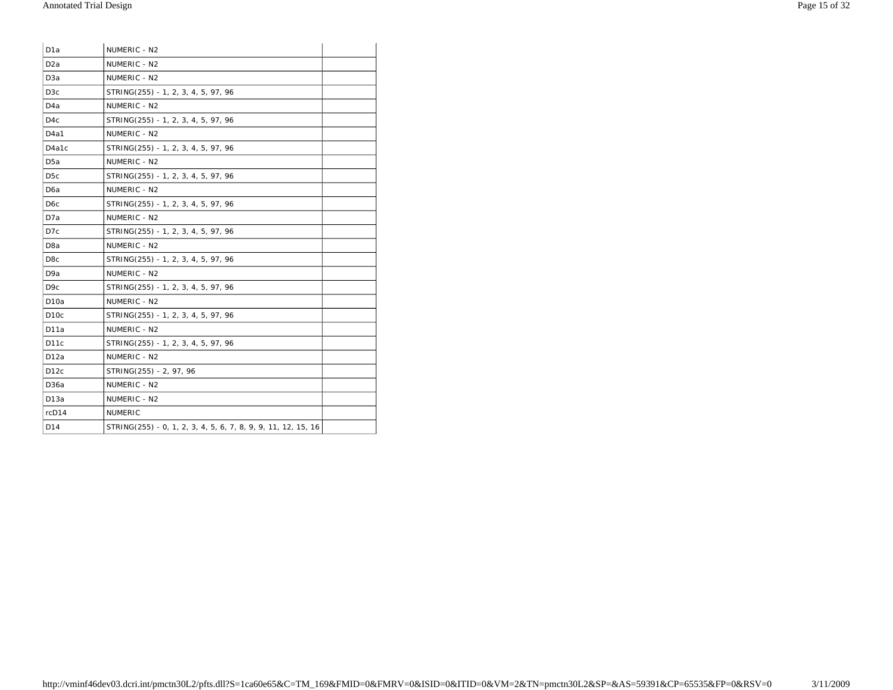| | | |
|---|---|---|
| D1a | NUMERIC - N2 | |
| D2a | NUMERIC - N2 | |
| D3a | NUMERIC - N2 | |
| D3c | STRING(255) - 1, 2, 3, 4, 5, 97, 96 | |
| D4a | NUMERIC - N2 | |
| D4c | STRING(255) - 1, 2, 3, 4, 5, 97, 96 | |
| D4a1 | NUMERIC - N2 | |
| D4a1c | STRING(255) - 1, 2, 3, 4, 5, 97, 96 | |
| D5a | NUMERIC - N2 | |
| D5c | STRING(255) - 1, 2, 3, 4, 5, 97, 96 | |
| D6a | NUMERIC - N2 | |
| D6c | STRING(255) - 1, 2, 3, 4, 5, 97, 96 | |
| D7a | NUMERIC - N2 | |
| D7c | STRING(255) - 1, 2, 3, 4, 5, 97, 96 | |
| D8a | NUMERIC - N2 | |
| D8c | STRING(255) - 1, 2, 3, 4, 5, 97, 96 | |
| D9a | NUMERIC - N2 | |
| D9c | STRING(255) - 1, 2, 3, 4, 5, 97, 96 | |
| D10a | NUMERIC - N2 | |
| D10c | STRING(255) - 1, 2, 3, 4, 5, 97, 96 | |
| D11a | NUMERIC - N2 | |
| D11c | STRING(255) - 1, 2, 3, 4, 5, 97, 96 | |
| D12a | NUMERIC - N2 | |
| D12c | STRING(255) - 2, 97, 96 | |
| D36a | NUMERIC - N2 | |
| D13a | NUMERIC - N2 | |
| rcD14 | NUMERIC | |
| D14 | STRING(255) - 0, 1, 2, 3, 4, 5, 6, 7, 8, 9, 9, 11, 12, 15, 16 | |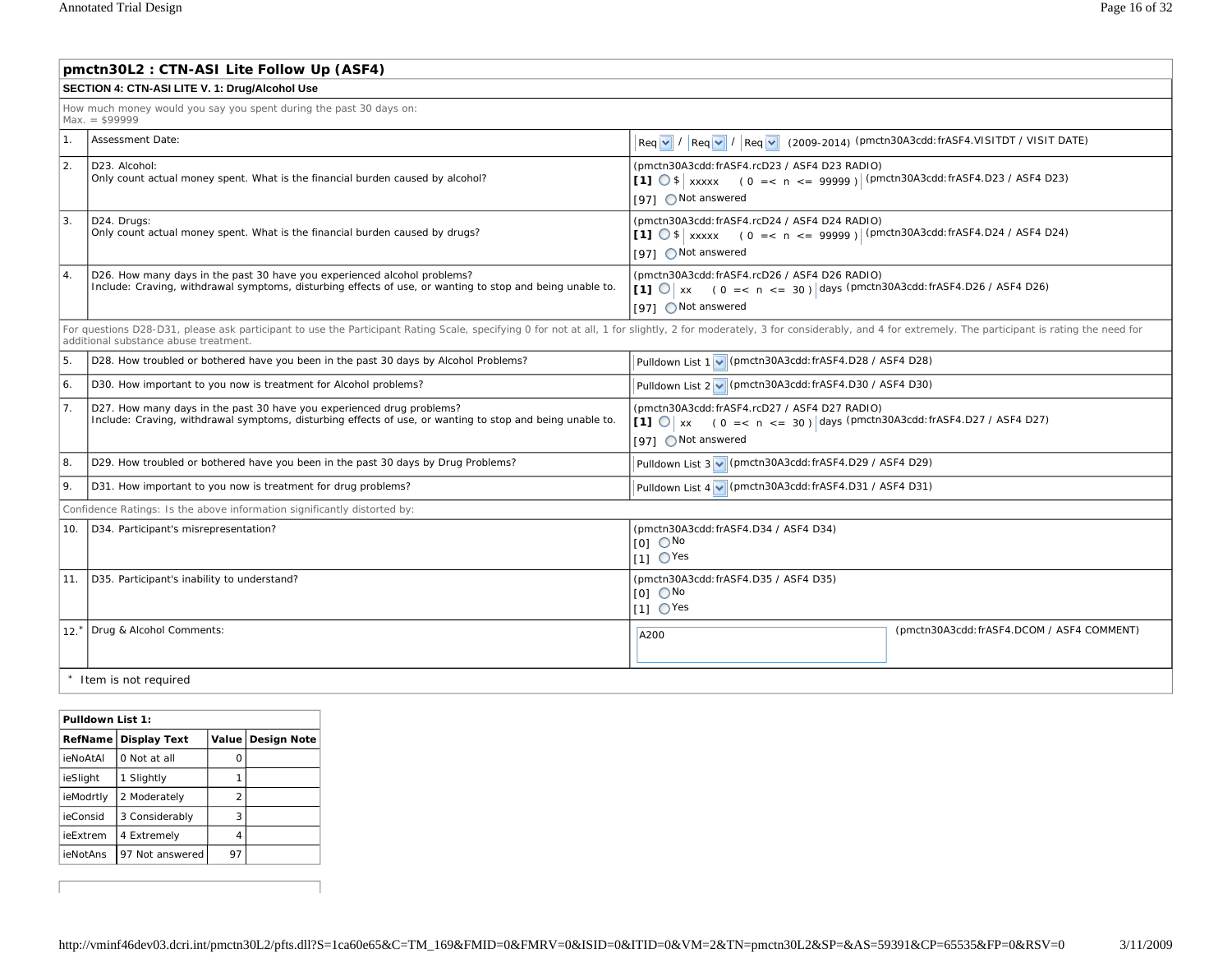## pmctn30L2 : CTN-ASI Lite Follow Up (ASF4)

### SECTION 4: CTN-ASI LITE V. 1: Drug/Alcohol Use

How much money would you say you spent during the past 30 days on:
Max. = $99999

| # | Item | Response |
|---|---|---|
| 1. | Assessment Date: | Req / Req / Req (2009-2014) (pmctn30A3cdd:frASF4.VISITDT / VISIT DATE) |
| 2. | D23. Alcohol:<br>Only count actual money spent. What is the financial burden caused by alcohol? | (pmctn30A3cdd:frASF4.rcD23 / ASF4 D23 RADIO)<br>[1] $ xxxxx (0 =< n <= 99999) (pmctn30A3cdd:frASF4.D23 / ASF4 D23)<br>[97] Not answered |
| 3. | D24. Drugs:<br>Only count actual money spent. What is the financial burden caused by drugs? | (pmctn30A3cdd:frASF4.rcD24 / ASF4 D24 RADIO)<br>[1] $ xxxxx (0 =< n <= 99999) (pmctn30A3cdd:frASF4.D24 / ASF4 D24)<br>[97] Not answered |
| 4. | D26. How many days in the past 30 have you experienced alcohol problems?<br>Include: Craving, withdrawal symptoms, disturbing effects of use, or wanting to stop and being unable to. | (pmctn30A3cdd:frASF4.rcD26 / ASF4 D26 RADIO)<br>[1] xx (0 =< n <= 30) days (pmctn30A3cdd:frASF4.D26 / ASF4 D26)<br>[97] Not answered |

For questions D28-D31, please ask participant to use the Participant Rating Scale, specifying 0 for not at all, 1 for slightly, 2 for moderately, 3 for considerably, and 4 for extremely. The participant is rating the need for additional substance abuse treatment.

| # | Item | Response |
|---|---|---|
| 5. | D28. How troubled or bothered have you been in the past 30 days by Alcohol Problems? | Pulldown List 1 (pmctn30A3cdd:frASF4.D28 / ASF4 D28) |
| 6. | D30. How important to you now is treatment for Alcohol problems? | Pulldown List 2 (pmctn30A3cdd:frASF4.D30 / ASF4 D30) |
| 7. | D27. How many days in the past 30 have you experienced drug problems?<br>Include: Craving, withdrawal symptoms, disturbing effects of use, or wanting to stop and being unable to. | (pmctn30A3cdd:frASF4.rcD27 / ASF4 D27 RADIO)<br>[1] xx (0 =< n <= 30) days (pmctn30A3cdd:frASF4.D27 / ASF4 D27)<br>[97] Not answered |
| 8. | D29. How troubled or bothered have you been in the past 30 days by Drug Problems? | Pulldown List 3 (pmctn30A3cdd:frASF4.D29 / ASF4 D29) |
| 9. | D31. How important to you now is treatment for drug problems? | Pulldown List 4 (pmctn30A3cdd:frASF4.D31 / ASF4 D31) |

Confidence Ratings: Is the above information significantly distorted by:

| # | Item | Response |
|---|---|---|
| 10. | D34. Participant's misrepresentation? | (pmctn30A3cdd:frASF4.D34 / ASF4 D34)<br>[0] No<br>[1] Yes |
| 11. | D35. Participant's inability to understand? | (pmctn30A3cdd:frASF4.D35 / ASF4 D35)<br>[0] No<br>[1] Yes |
| 12.* | Drug & Alcohol Comments: | A200 (pmctn30A3cdd:frASF4.DCOM / ASF4 COMMENT) |

\* Item is not required

**Pulldown List 1:**

| RefName | Display Text | Value | Design Note |
|---|---|---|---|
| ieNoAtAl | 0 Not at all | 0 | |
| ieSlight | 1 Slightly | 1 | |
| ieModrtly | 2 Moderately | 2 | |
| ieConsid | 3 Considerably | 3 | |
| ieExtrem | 4 Extremely | 4 | |
| ieNotAns | 97 Not answered | 97 | |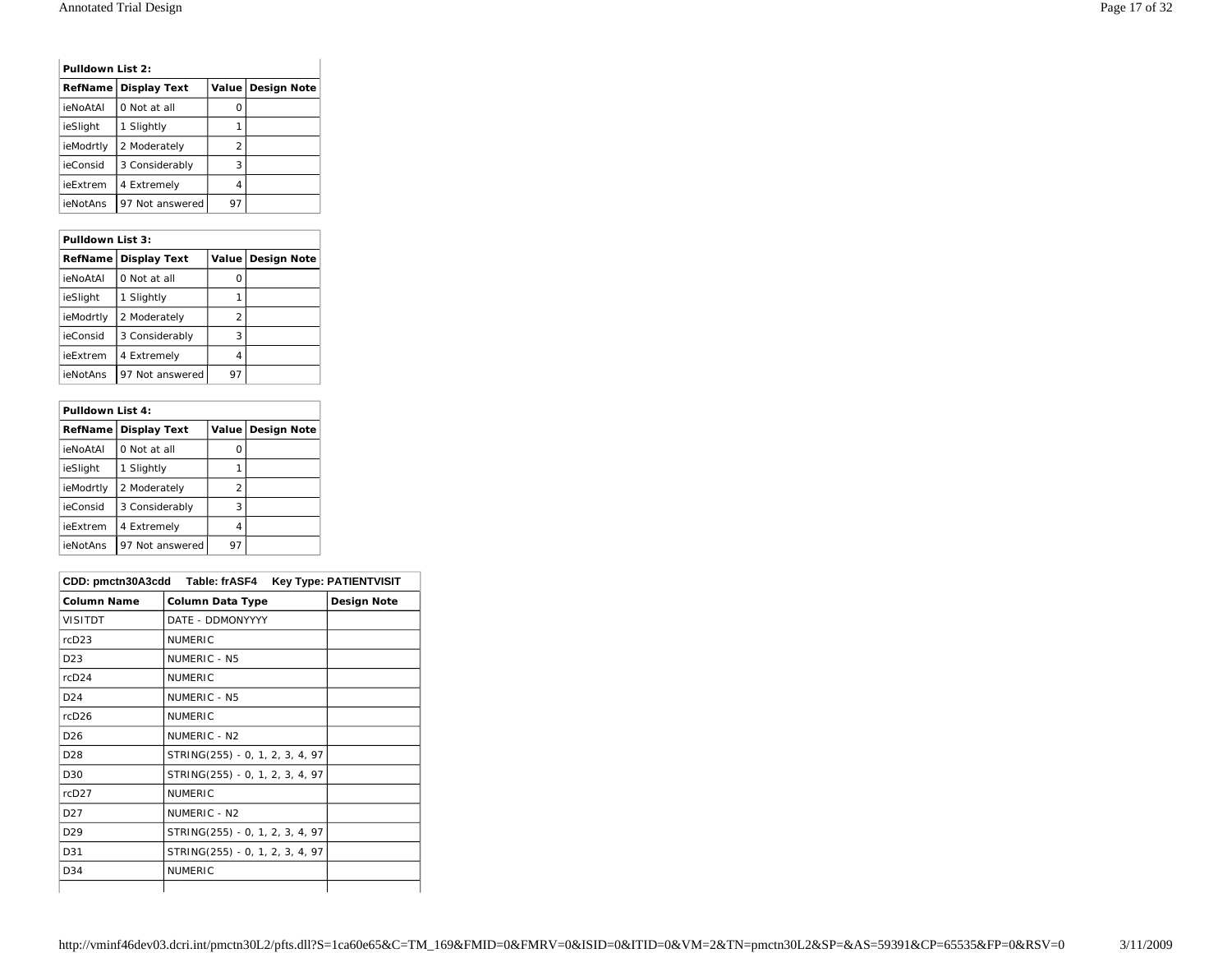| **Pulldown List 2:** | | | |
|---|---|---|---|
| **RefName** | **Display Text** | **Value** | **Design Note** |
| ieNoAtAl | 0 Not at all | 0 | |
| ieSlight | 1 Slightly | 1 | |
| ieModrtly | 2 Moderately | 2 | |
| ieConsid | 3 Considerably | 3 | |
| ieExtrem | 4 Extremely | 4 | |
| ieNotAns | 97 Not answered | 97 | |

| **Pulldown List 3:** | | | |
|---|---|---|---|
| **RefName** | **Display Text** | **Value** | **Design Note** |
| ieNoAtAl | 0 Not at all | 0 | |
| ieSlight | 1 Slightly | 1 | |
| ieModrtly | 2 Moderately | 2 | |
| ieConsid | 3 Considerably | 3 | |
| ieExtrem | 4 Extremely | 4 | |
| ieNotAns | 97 Not answered | 97 | |

| **Pulldown List 4:** | | | |
|---|---|---|---|
| **RefName** | **Display Text** | **Value** | **Design Note** |
| ieNoAtAl | 0 Not at all | 0 | |
| ieSlight | 1 Slightly | 1 | |
| ieModrtly | 2 Moderately | 2 | |
| ieConsid | 3 Considerably | 3 | |
| ieExtrem | 4 Extremely | 4 | |
| ieNotAns | 97 Not answered | 97 | |

| **CDD: pmctn30A3cdd Table: frASF4 Key Type: PATIENTVISIT** | | |
|---|---|---|
| **Column Name** | **Column Data Type** | **Design Note** |
| VISITDT | DATE - DDMONYYYY | |
| rcD23 | NUMERIC | |
| D23 | NUMERIC - N5 | |
| rcD24 | NUMERIC | |
| D24 | NUMERIC - N5 | |
| rcD26 | NUMERIC | |
| D26 | NUMERIC - N2 | |
| D28 | STRING(255) - 0, 1, 2, 3, 4, 97 | |
| D30 | STRING(255) - 0, 1, 2, 3, 4, 97 | |
| rcD27 | NUMERIC | |
| D27 | NUMERIC - N2 | |
| D29 | STRING(255) - 0, 1, 2, 3, 4, 97 | |
| D31 | STRING(255) - 0, 1, 2, 3, 4, 97 | |
| D34 | NUMERIC | |
| | | |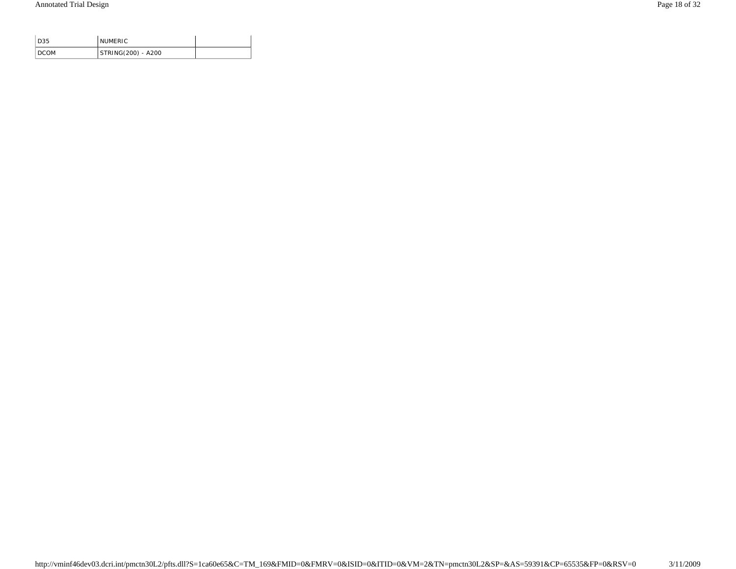| D35 | NUMERIC | |
|---|---|---|
| DCOM | STRING(200) - A200 | |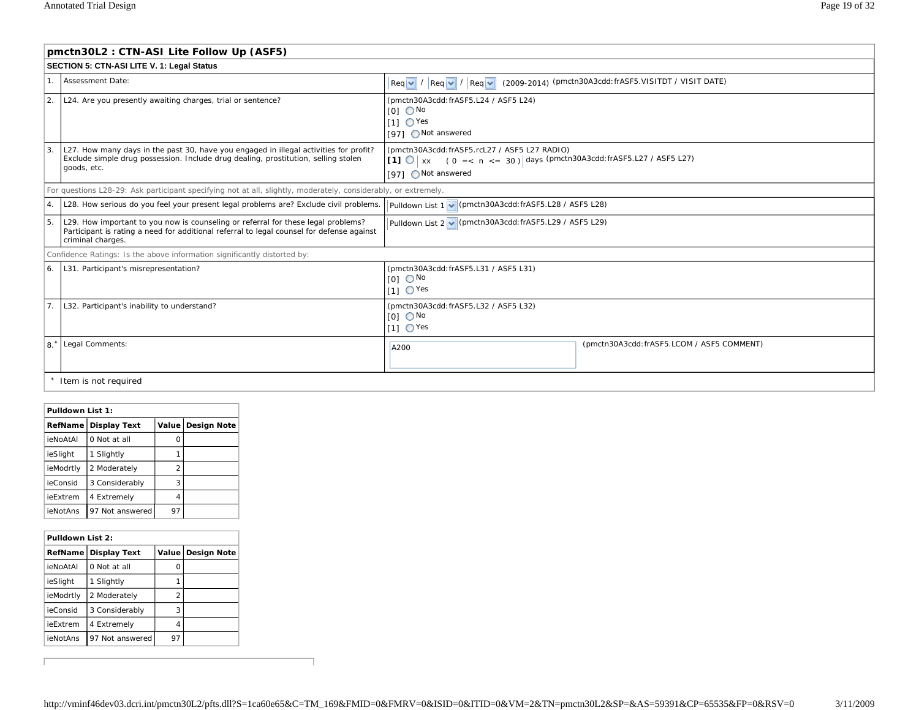## pmctn30L2 : CTN-ASI Lite Follow Up (ASF5)

**SECTION 5: CTN-ASI LITE V. 1: Legal Status**

| # | Item | Response |
|---|---|---|
| 1. | Assessment Date: | Req / Req / Req (2009-2014) (pmctn30A3cdd:frASF5.VISITDT / VISIT DATE) |
| 2. | L24. Are you presently awaiting charges, trial or sentence? | (pmctn30A3cdd:frASF5.L24 / ASF5 L24)<br>[0] No<br>[1] Yes<br>[97] Not answered |
| 3. | L27. How many days in the past 30, have you engaged in illegal activities for profit? Exclude simple drug possession. Include drug dealing, prostitution, selling stolen goods, etc. | (pmctn30A3cdd:frASF5.rcL27 / ASF5 L27 RADIO)<br>**[1]** xx ( 0 =< n <= 30 ) days (pmctn30A3cdd:frASF5.L27 / ASF5 L27)<br>[97] Not answered |
| | For questions L28-29: Ask participant specifying not at all, slightly, moderately, considerably, or extremely. | |
| 4. | L28. How serious do you feel your present legal problems are? Exclude civil problems. | Pulldown List 1 (pmctn30A3cdd:frASF5.L28 / ASF5 L28) |
| 5. | L29. How important to you now is counseling or referral for these legal problems? Participant is rating a need for additional referral to legal counsel for defense against criminal charges. | Pulldown List 2 (pmctn30A3cdd:frASF5.L29 / ASF5 L29) |
| | Confidence Ratings: Is the above information significantly distorted by: | |
| 6. | L31. Participant's misrepresentation? | (pmctn30A3cdd:frASF5.L31 / ASF5 L31)<br>[0] No<br>[1] Yes |
| 7. | L32. Participant's inability to understand? | (pmctn30A3cdd:frASF5.L32 / ASF5 L32)<br>[0] No<br>[1] Yes |
| 8.* | Legal Comments: | A200 (pmctn30A3cdd:frASF5.LCOM / ASF5 COMMENT) |

\* Item is not required

**Pulldown List 1:**

| RefName | Display Text | Value | Design Note |
|---|---|---|---|
| ieNoAtAl | 0 Not at all | 0 | |
| ieSlight | 1 Slightly | 1 | |
| ieModrtly | 2 Moderately | 2 | |
| ieConsid | 3 Considerably | 3 | |
| ieExtrem | 4 Extremely | 4 | |
| ieNotAns | 97 Not answered | 97 | |

**Pulldown List 2:**

| RefName | Display Text | Value | Design Note |
|---|---|---|---|
| ieNoAtAl | 0 Not at all | 0 | |
| ieSlight | 1 Slightly | 1 | |
| ieModrtly | 2 Moderately | 2 | |
| ieConsid | 3 Considerably | 3 | |
| ieExtrem | 4 Extremely | 4 | |
| ieNotAns | 97 Not answered | 97 | |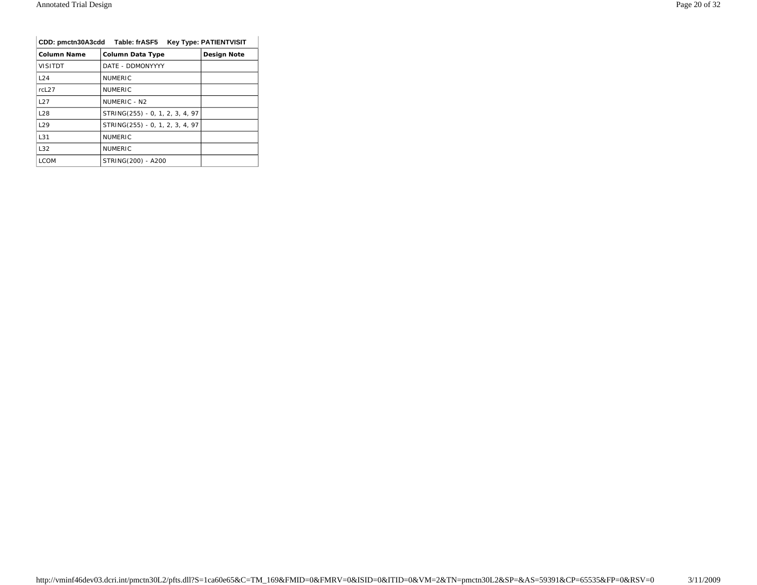| CDD: pmctn30A3cdd Table: frASF5 Key Type: PATIENTVISIT | | |
|---|---|---|
| **Column Name** | **Column Data Type** | **Design Note** |
| VISITDT | DATE - DDMONYYYY | |
| L24 | NUMERIC | |
| rcL27 | NUMERIC | |
| L27 | NUMERIC - N2 | |
| L28 | STRING(255) - 0, 1, 2, 3, 4, 97 | |
| L29 | STRING(255) - 0, 1, 2, 3, 4, 97 | |
| L31 | NUMERIC | |
| L32 | NUMERIC | |
| LCOM | STRING(200) - A200 | |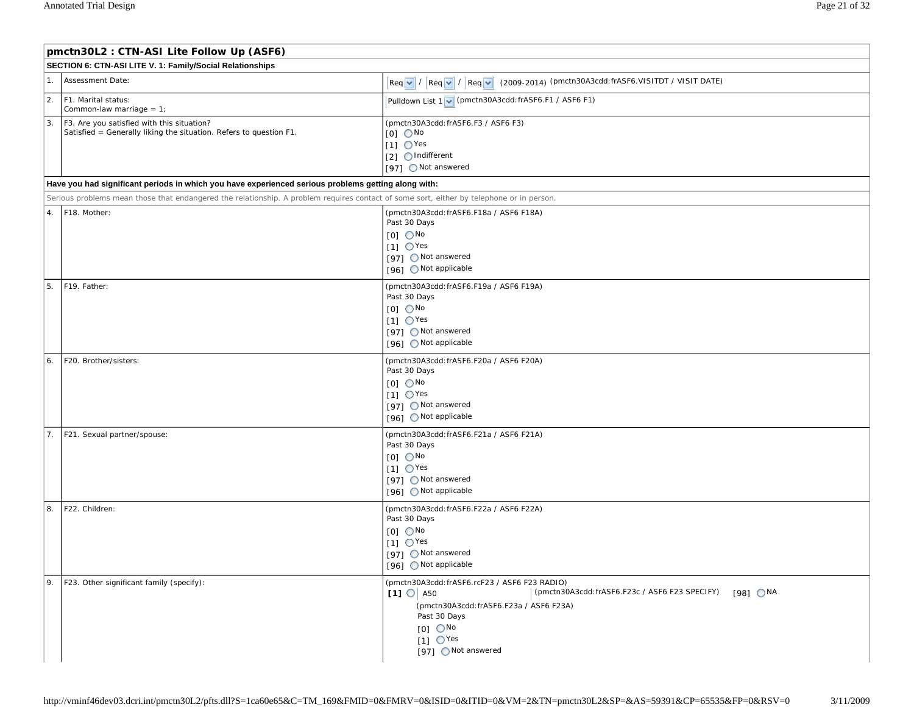## pmctn30L2 : CTN-ASI Lite Follow Up (ASF6)

**SECTION 6: CTN-ASI LITE V. 1: Family/Social Relationships**

| # | Item | Response |
|---|---|---|
| 1. | Assessment Date: | Req / Req / Req (2009-2014) (pmctn30A3cdd:frASF6.VISITDT / VISIT DATE) |
| 2. | F1. Marital status:<br>Common-law marriage = 1; | Pulldown List 1 (pmctn30A3cdd:frASF6.F1 / ASF6 F1) |
| 3. | F3. Are you satisfied with this situation?<br>Satisfied = Generally liking the situation. Refers to question F1. | (pmctn30A3cdd:frASF6.F3 / ASF6 F3)<br>[0] No<br>[1] Yes<br>[2] Indifferent<br>[97] Not answered |

**Have you had significant periods in which you have experienced serious problems getting along with:**

Serious problems mean those that endangered the relationship. A problem requires contact of some sort, either by telephone or in person.

| # | Item | Response |
|---|---|---|
| 4. | F18. Mother: | (pmctn30A3cdd:frASF6.F18a / ASF6 F18A)<br>Past 30 Days<br>[0] No<br>[1] Yes<br>[97] Not answered<br>[96] Not applicable |
| 5. | F19. Father: | (pmctn30A3cdd:frASF6.F19a / ASF6 F19A)<br>Past 30 Days<br>[0] No<br>[1] Yes<br>[97] Not answered<br>[96] Not applicable |
| 6. | F20. Brother/sisters: | (pmctn30A3cdd:frASF6.F20a / ASF6 F20A)<br>Past 30 Days<br>[0] No<br>[1] Yes<br>[97] Not answered<br>[96] Not applicable |
| 7. | F21. Sexual partner/spouse: | (pmctn30A3cdd:frASF6.F21a / ASF6 F21A)<br>Past 30 Days<br>[0] No<br>[1] Yes<br>[97] Not answered<br>[96] Not applicable |
| 8. | F22. Children: | (pmctn30A3cdd:frASF6.F22a / ASF6 F22A)<br>Past 30 Days<br>[0] No<br>[1] Yes<br>[97] Not answered<br>[96] Not applicable |
| 9. | F23. Other significant family (specify): | (pmctn30A3cdd:frASF6.rcF23 / ASF6 F23 RADIO)<br>**[1]** A50 (pmctn30A3cdd:frASF6.F23c / ASF6 F23 SPECIFY) [98] NA<br>(pmctn30A3cdd:frASF6.F23a / ASF6 F23A)<br>Past 30 Days<br>[0] No<br>[1] Yes<br>[97] Not answered |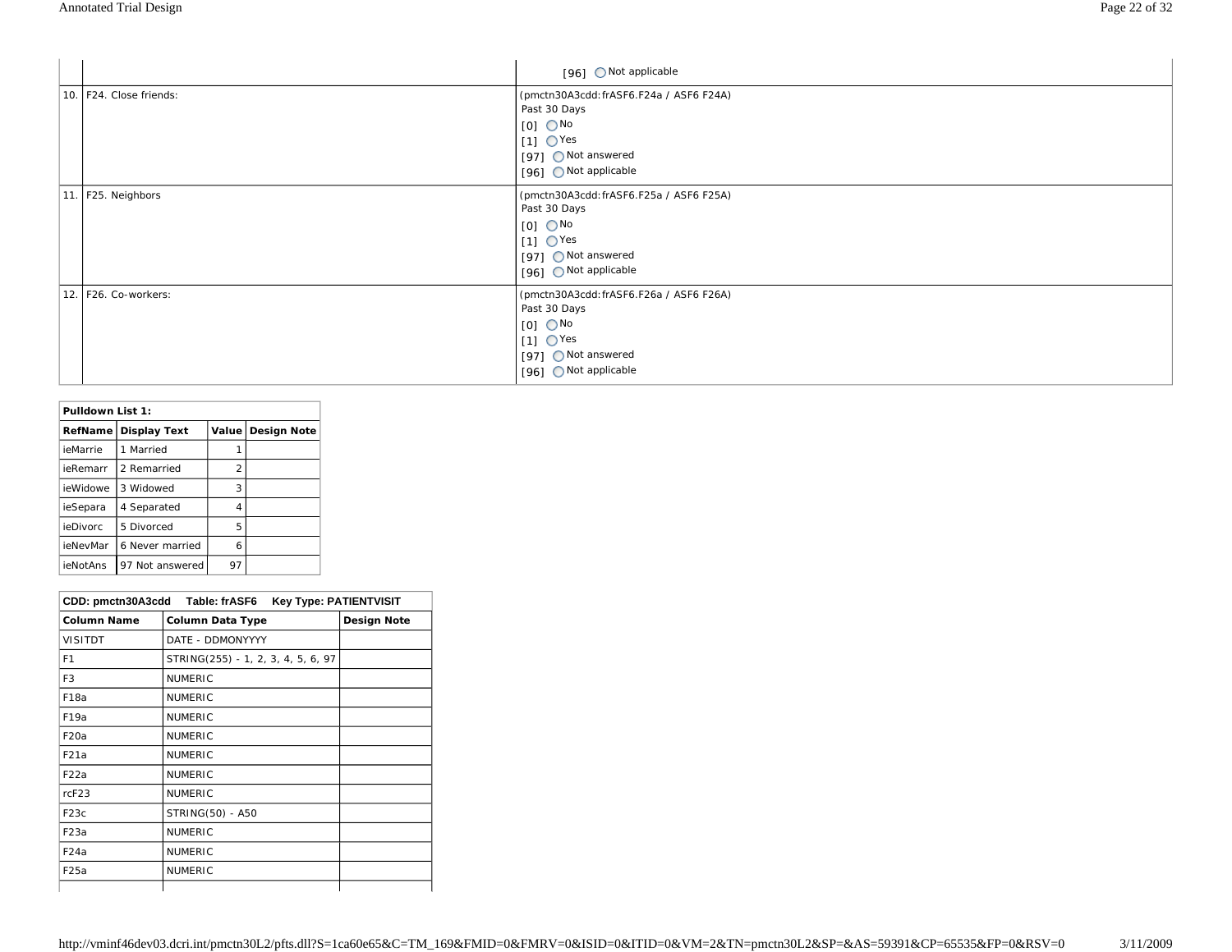| | | |
|---|---|---|
| | | [96] ◯ Not applicable |
| 10. | F24. Close friends: | (pmctn30A3cdd:frASF6.F24a / ASF6 F24A)<br>Past 30 Days<br>[0] ◯ No<br>[1] ◯ Yes<br>[97] ◯ Not answered<br>[96] ◯ Not applicable |
| 11. | F25. Neighbors | (pmctn30A3cdd:frASF6.F25a / ASF6 F25A)<br>Past 30 Days<br>[0] ◯ No<br>[1] ◯ Yes<br>[97] ◯ Not answered<br>[96] ◯ Not applicable |
| 12. | F26. Co-workers: | (pmctn30A3cdd:frASF6.F26a / ASF6 F26A)<br>Past 30 Days<br>[0] ◯ No<br>[1] ◯ Yes<br>[97] ◯ Not answered<br>[96] ◯ Not applicable |

**Pulldown List 1:**

| RefName | Display Text | Value | Design Note |
|---|---|---|---|
| ieMarrie | 1 Married | 1 | |
| ieRemarr | 2 Remarried | 2 | |
| ieWidowe | 3 Widowed | 3 | |
| ieSepara | 4 Separated | 4 | |
| ieDivorc | 5 Divorced | 5 | |
| ieNevMar | 6 Never married | 6 | |
| ieNotAns | 97 Not answered | 97 | |

**CDD: pmctn30A3cdd Table: frASF6 Key Type: PATIENTVISIT**

| Column Name | Column Data Type | Design Note |
|---|---|---|
| VISITDT | DATE - DDMONYYYY | |
| F1 | STRING(255) - 1, 2, 3, 4, 5, 6, 97 | |
| F3 | NUMERIC | |
| F18a | NUMERIC | |
| F19a | NUMERIC | |
| F20a | NUMERIC | |
| F21a | NUMERIC | |
| F22a | NUMERIC | |
| rcF23 | NUMERIC | |
| F23c | STRING(50) - A50 | |
| F23a | NUMERIC | |
| F24a | NUMERIC | |
| F25a | NUMERIC | |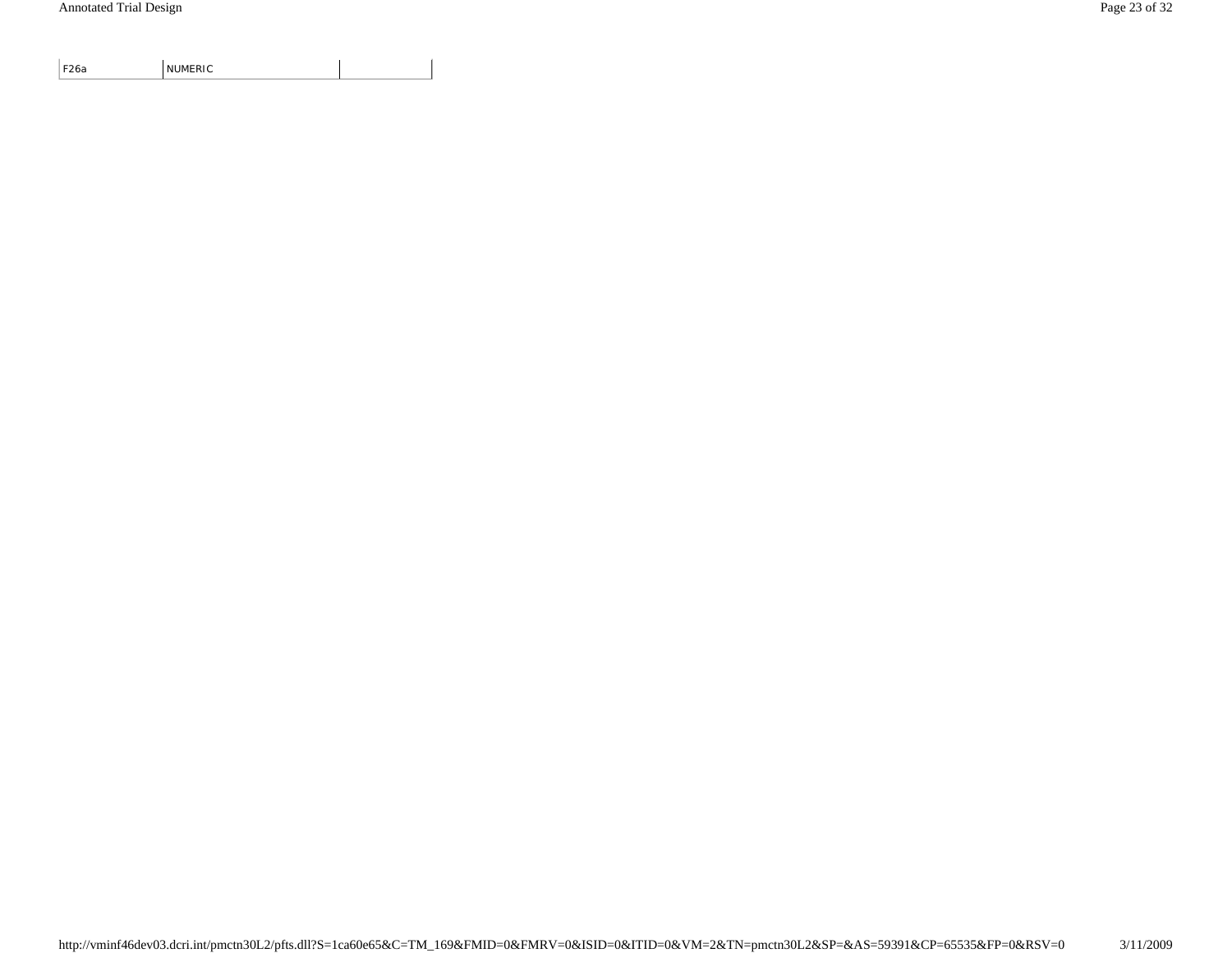| | | |
|---|---|---|
| F26a | NUMERIC | |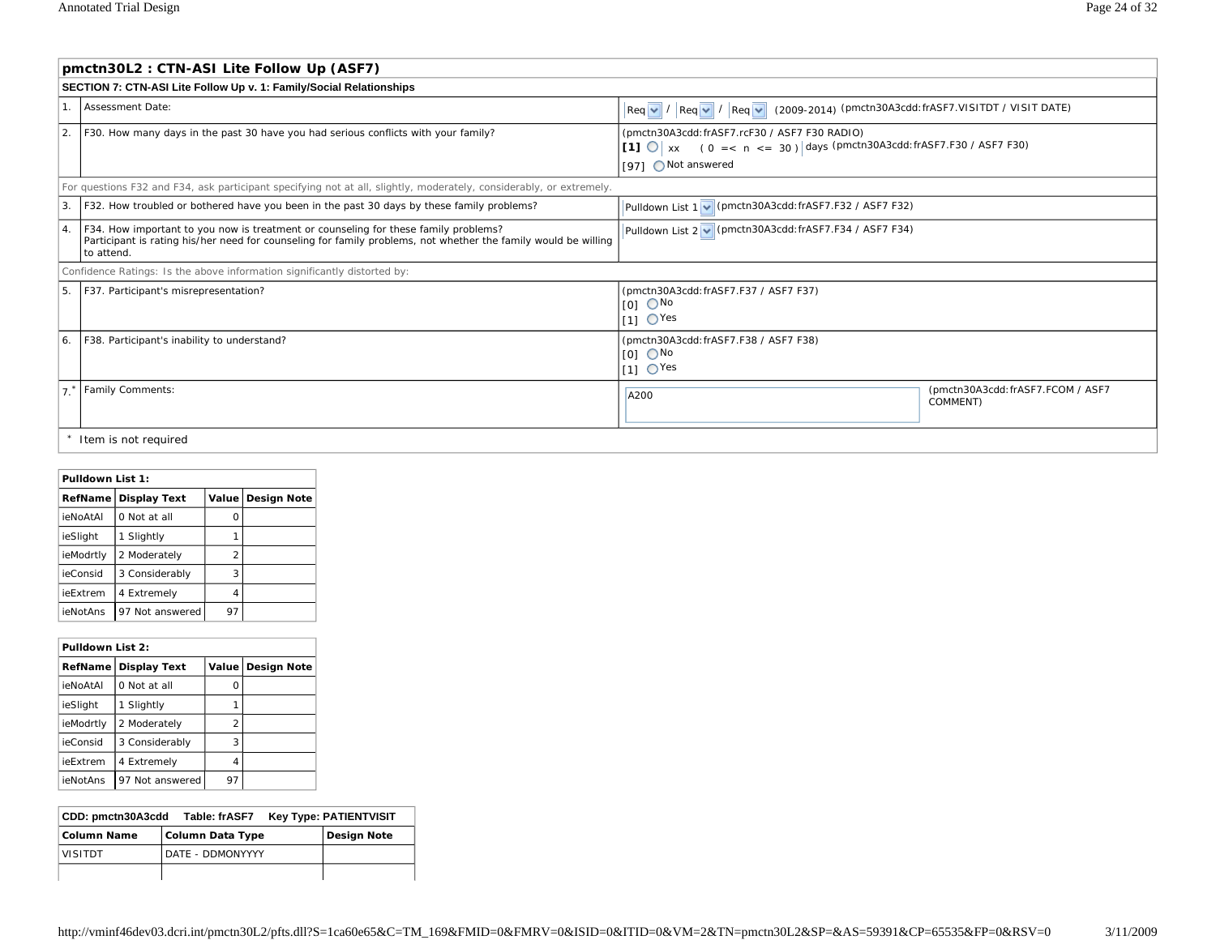## pmctn30L2 : CTN-ASI Lite Follow Up (ASF7)

**SECTION 7: CTN-ASI Lite Follow Up v. 1: Family/Social Relationships**

| # | Question | Response |
|---|---|---|
| 1. | Assessment Date: | Req / Req / Req (2009-2014) (pmctn30A3cdd:frASF7.VISITDT / VISIT DATE) |
| 2. | F30. How many days in the past 30 have you had serious conflicts with your family? | (pmctn30A3cdd:frASF7.rcF30 / ASF7 F30 RADIO) [1] xx ( 0 =< n <= 30 ) days (pmctn30A3cdd:frASF7.F30 / ASF7 F30) [97] Not answered |
| | For questions F32 and F34, ask participant specifying not at all, slightly, moderately, considerably, or extremely. | |
| 3. | F32. How troubled or bothered have you been in the past 30 days by these family problems? | Pulldown List 1 (pmctn30A3cdd:frASF7.F32 / ASF7 F32) |
| 4. | F34. How important to you now is treatment or counseling for these family problems? Participant is rating his/her need for counseling for family problems, not whether the family would be willing to attend. | Pulldown List 2 (pmctn30A3cdd:frASF7.F34 / ASF7 F34) |
| | Confidence Ratings: Is the above information significantly distorted by: | |
| 5. | F37. Participant's misrepresentation? | (pmctn30A3cdd:frASF7.F37 / ASF7 F37) [0] No [1] Yes |
| 6. | F38. Participant's inability to understand? | (pmctn30A3cdd:frASF7.F38 / ASF7 F38) [0] No [1] Yes |
| 7.* | Family Comments: | A200 (pmctn30A3cdd:frASF7.FCOM / ASF7 COMMENT) |

\* Item is not required

**Pulldown List 1:**

| RefName | Display Text | Value | Design Note |
|---|---|---|---|
| ieNoAtAl | 0 Not at all | 0 | |
| ieSlight | 1 Slightly | 1 | |
| ieModrtly | 2 Moderately | 2 | |
| ieConsid | 3 Considerably | 3 | |
| ieExtrem | 4 Extremely | 4 | |
| ieNotAns | 97 Not answered | 97 | |

**Pulldown List 2:**

| RefName | Display Text | Value | Design Note |
|---|---|---|---|
| ieNoAtAl | 0 Not at all | 0 | |
| ieSlight | 1 Slightly | 1 | |
| ieModrtly | 2 Moderately | 2 | |
| ieConsid | 3 Considerably | 3 | |
| ieExtrem | 4 Extremely | 4 | |
| ieNotAns | 97 Not answered | 97 | |

**CDD: pmctn30A3cdd Table: frASF7 Key Type: PATIENTVISIT**

| Column Name | Column Data Type | Design Note |
|---|---|---|
| VISITDT | DATE - DDMONYYYY | |
| | | |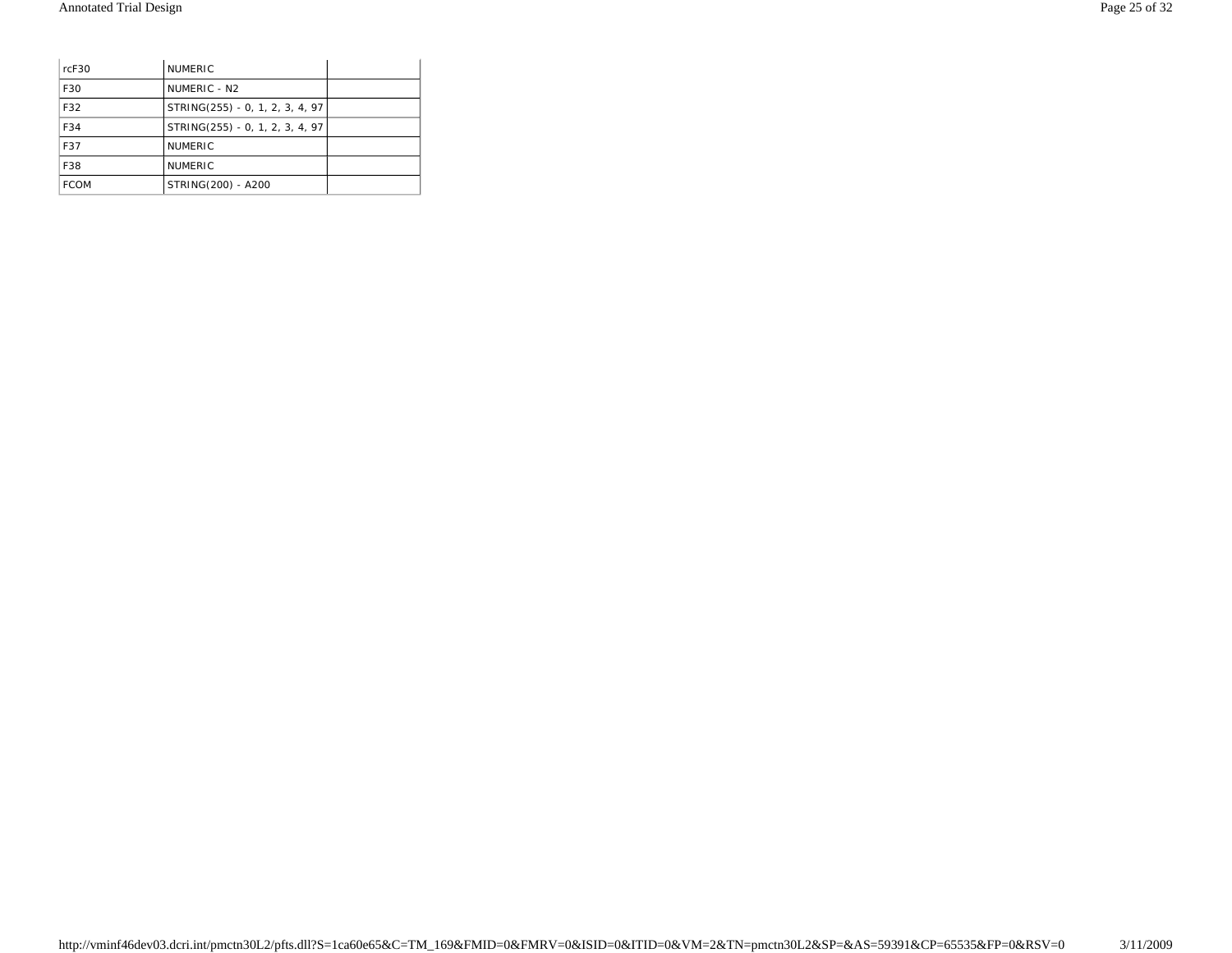| | | |
|---|---|---|
| rcF30 | NUMERIC | |
| F30 | NUMERIC - N2 | |
| F32 | STRING(255) - 0, 1, 2, 3, 4, 97 | |
| F34 | STRING(255) - 0, 1, 2, 3, 4, 97 | |
| F37 | NUMERIC | |
| F38 | NUMERIC | |
| FCOM | STRING(200) - A200 | |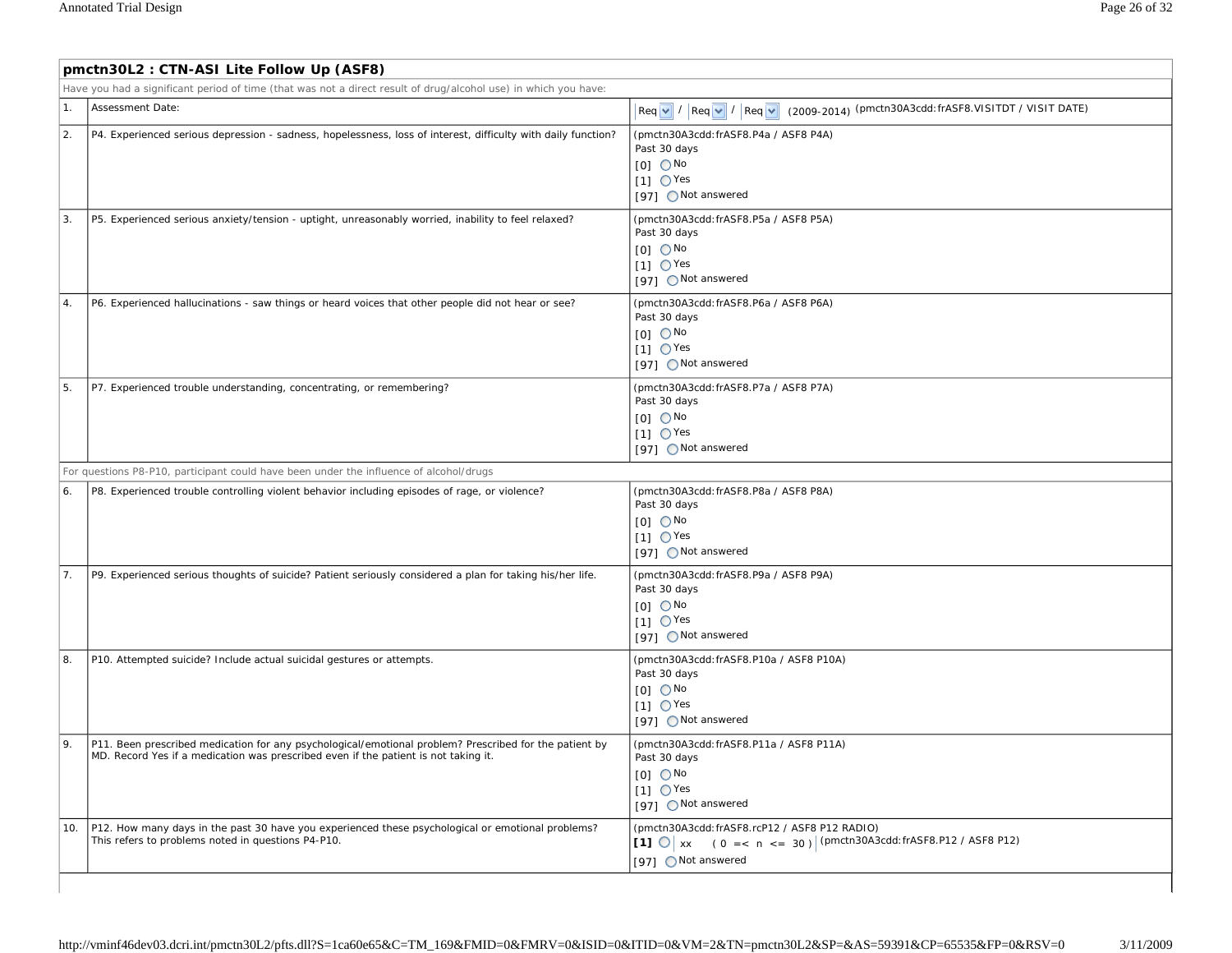## pmctn30L2 : CTN-ASI Lite Follow Up (ASF8)

Have you had a significant period of time (that was not a direct result of drug/alcohol use) in which you have:

| # | Question | Response |
|---|---|---|
| 1. | Assessment Date: | Req / Req / Req (2009-2014) (pmctn30A3cdd:frASF8.VISITDT / VISIT DATE) |
| 2. | P4. Experienced serious depression - sadness, hopelessness, loss of interest, difficulty with daily function? | (pmctn30A3cdd:frASF8.P4a / ASF8 P4A)<br>Past 30 days<br>[0] No<br>[1] Yes<br>[97] Not answered |
| 3. | P5. Experienced serious anxiety/tension - uptight, unreasonably worried, inability to feel relaxed? | (pmctn30A3cdd:frASF8.P5a / ASF8 P5A)<br>Past 30 days<br>[0] No<br>[1] Yes<br>[97] Not answered |
| 4. | P6. Experienced hallucinations - saw things or heard voices that other people did not hear or see? | (pmctn30A3cdd:frASF8.P6a / ASF8 P6A)<br>Past 30 days<br>[0] No<br>[1] Yes<br>[97] Not answered |
| 5. | P7. Experienced trouble understanding, concentrating, or remembering? | (pmctn30A3cdd:frASF8.P7a / ASF8 P7A)<br>Past 30 days<br>[0] No<br>[1] Yes<br>[97] Not answered |
| | For questions P8-P10, participant could have been under the influence of alcohol/drugs | |
| 6. | P8. Experienced trouble controlling violent behavior including episodes of rage, or violence? | (pmctn30A3cdd:frASF8.P8a / ASF8 P8A)<br>Past 30 days<br>[0] No<br>[1] Yes<br>[97] Not answered |
| 7. | P9. Experienced serious thoughts of suicide? Patient seriously considered a plan for taking his/her life. | (pmctn30A3cdd:frASF8.P9a / ASF8 P9A)<br>Past 30 days<br>[0] No<br>[1] Yes<br>[97] Not answered |
| 8. | P10. Attempted suicide? Include actual suicidal gestures or attempts. | (pmctn30A3cdd:frASF8.P10a / ASF8 P10A)<br>Past 30 days<br>[0] No<br>[1] Yes<br>[97] Not answered |
| 9. | P11. Been prescribed medication for any psychological/emotional problem? Prescribed for the patient by MD. Record Yes if a medication was prescribed even if the patient is not taking it. | (pmctn30A3cdd:frASF8.P11a / ASF8 P11A)<br>Past 30 days<br>[0] No<br>[1] Yes<br>[97] Not answered |
| 10. | P12. How many days in the past 30 have you experienced these psychological or emotional problems? This refers to problems noted in questions P4-P10. | (pmctn30A3cdd:frASF8.rcP12 / ASF8 P12 RADIO)<br>[1] xx (0 =< n <= 30) (pmctn30A3cdd:frASF8.P12 / ASF8 P12)<br>[97] Not answered |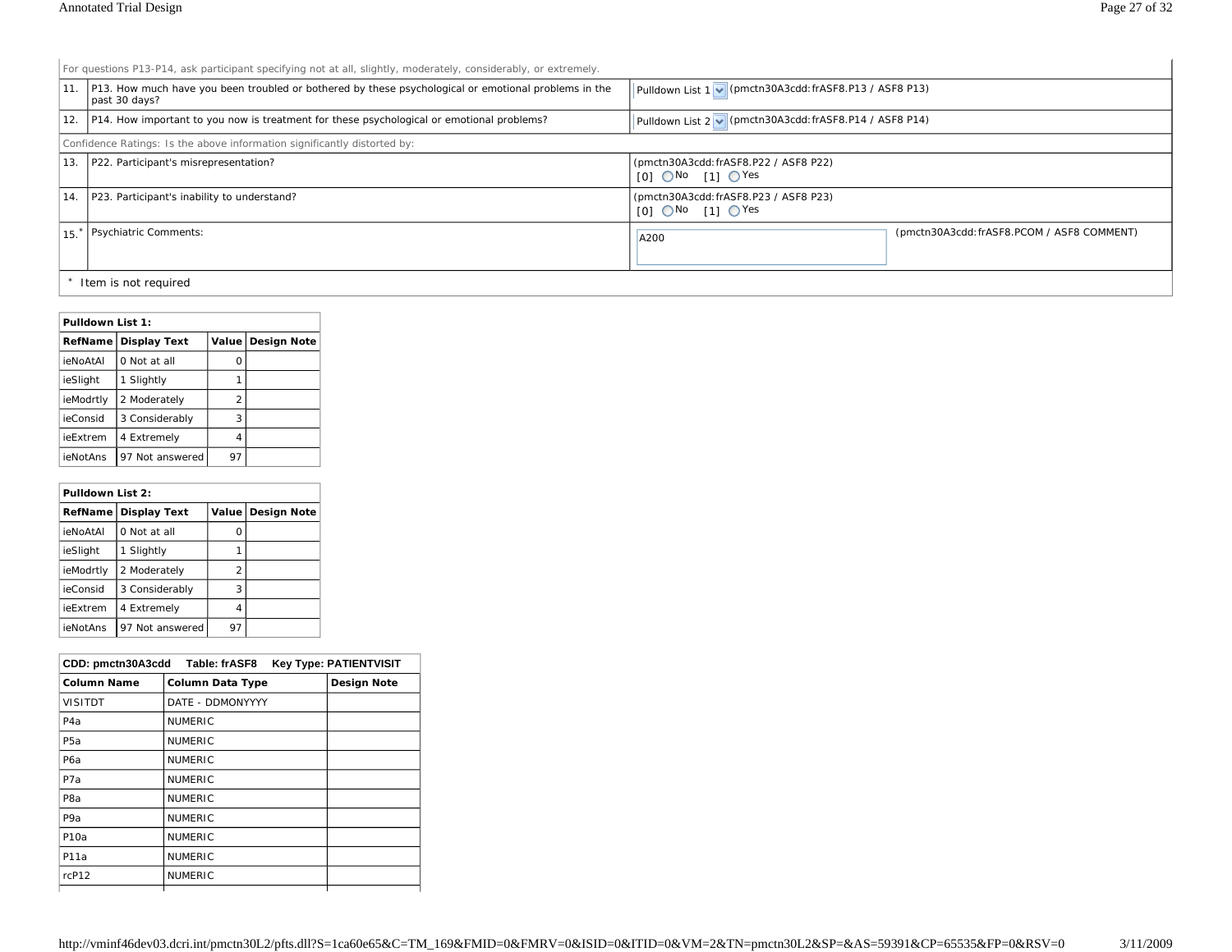For questions P13-P14, ask participant specifying not at all, slightly, moderately, considerably, or extremely.

| | | |
|---|---|---|
| 11. | P13. How much have you been troubled or bothered by these psychological or emotional problems in the past 30 days? | Pulldown List 1 (pmctn30A3cdd:frASF8.P13 / ASF8 P13) |
| 12. | P14. How important to you now is treatment for these psychological or emotional problems? | Pulldown List 2 (pmctn30A3cdd:frASF8.P14 / ASF8 P14) |
| | Confidence Ratings: Is the above information significantly distorted by: | |
| 13. | P22. Participant's misrepresentation? | (pmctn30A3cdd:frASF8.P22 / ASF8 P22) [0] No [1] Yes |
| 14. | P23. Participant's inability to understand? | (pmctn30A3cdd:frASF8.P23 / ASF8 P23) [0] No [1] Yes |
| 15.* | Psychiatric Comments: | A200 (pmctn30A3cdd:frASF8.PCOM / ASF8 COMMENT) |

* Item is not required

**Pulldown List 1:**

| RefName | Display Text | Value | Design Note |
|---|---|---|---|
| ieNoAtAl | 0 Not at all | 0 | |
| ieSlight | 1 Slightly | 1 | |
| ieModrtly | 2 Moderately | 2 | |
| ieConsid | 3 Considerably | 3 | |
| ieExtrem | 4 Extremely | 4 | |
| ieNotAns | 97 Not answered | 97 | |

**Pulldown List 2:**

| RefName | Display Text | Value | Design Note |
|---|---|---|---|
| ieNoAtAl | 0 Not at all | 0 | |
| ieSlight | 1 Slightly | 1 | |
| ieModrtly | 2 Moderately | 2 | |
| ieConsid | 3 Considerably | 3 | |
| ieExtrem | 4 Extremely | 4 | |
| ieNotAns | 97 Not answered | 97 | |

**CDD: pmctn30A3cdd Table: frASF8 Key Type: PATIENTVISIT**

| Column Name | Column Data Type | Design Note |
|---|---|---|
| VISITDT | DATE - DDMONYYYY | |
| P4a | NUMERIC | |
| P5a | NUMERIC | |
| P6a | NUMERIC | |
| P7a | NUMERIC | |
| P8a | NUMERIC | |
| P9a | NUMERIC | |
| P10a | NUMERIC | |
| P11a | NUMERIC | |
| rcP12 | NUMERIC | |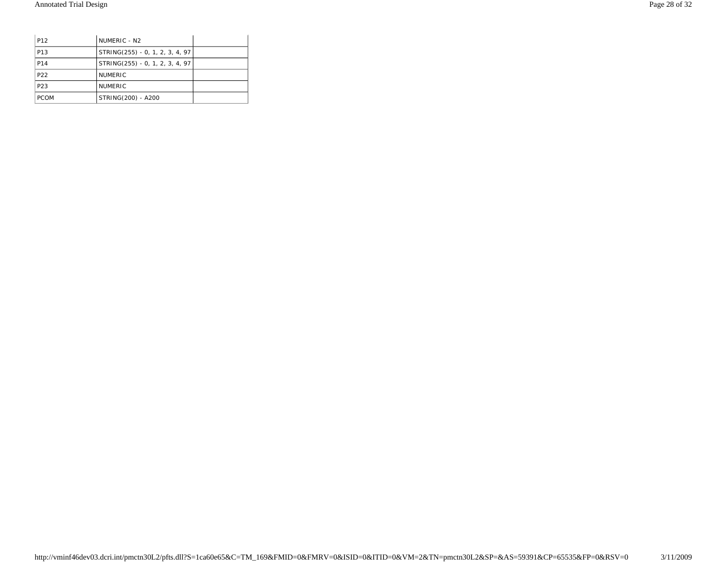| | | |
|---|---|---|
| P12 | NUMERIC - N2 | |
| P13 | STRING(255) - 0, 1, 2, 3, 4, 97 | |
| P14 | STRING(255) - 0, 1, 2, 3, 4, 97 | |
| P22 | NUMERIC | |
| P23 | NUMERIC | |
| PCOM | STRING(200) - A200 | |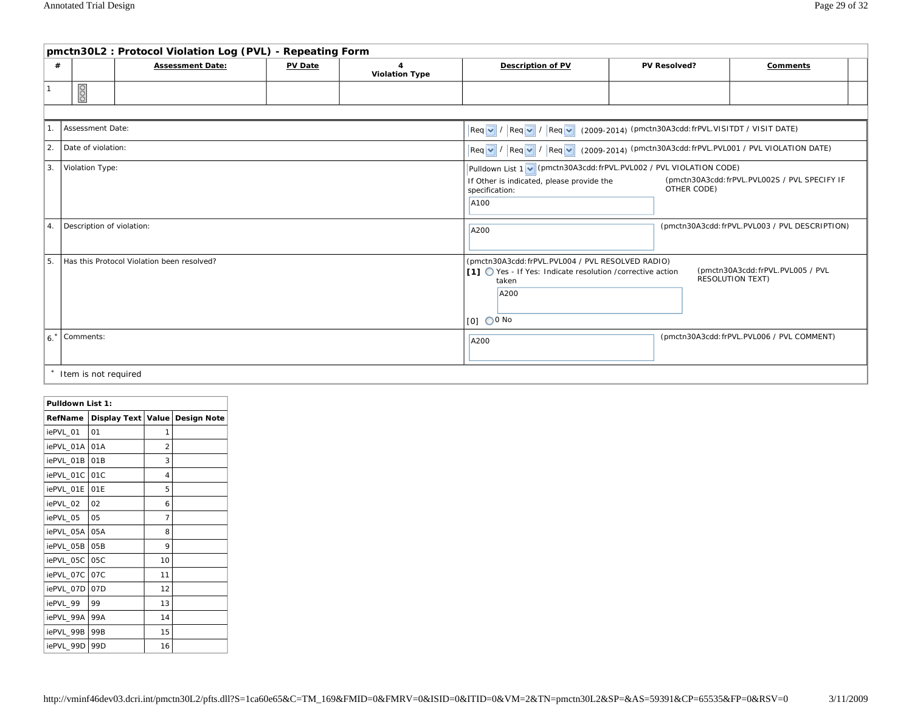## pmctn30L2 : Protocol Violation Log (PVL) - Repeating Form

| # | | Assessment Date: | PV Date | 4 Violation Type | Description of PV | PV Resolved? | Comments |
|---|---|---|---|---|---|---|---|
| 1 | | | | | | | |

| | | |
|---|---|---|
| 1. | Assessment Date: | Req / Req / Req (2009-2014) (pmctn30A3cdd:frPVL.VISITDT / VISIT DATE) |
| 2. | Date of violation: | Req / Req / Req (2009-2014) (pmctn30A3cdd:frPVL.PVL001 / PVL VIOLATION DATE) |
| 3. | Violation Type: | Pulldown List 1 (pmctn30A3cdd:frPVL.PVL002 / PVL VIOLATION CODE)<br>If Other is indicated, please provide the specification: A100 (pmctn30A3cdd:frPVL.PVL002S / PVL SPECIFY IF OTHER CODE) |
| 4. | Description of violation: | A200 (pmctn30A3cdd:frPVL.PVL003 / PVL DESCRIPTION) |
| 5. | Has this Protocol Violation been resolved? | (pmctn30A3cdd:frPVL.PVL004 / PVL RESOLVED RADIO)<br>[1] Yes - If Yes: Indicate resolution /corrective action taken A200 (pmctn30A3cdd:frPVL.PVL005 / PVL RESOLUTION TEXT)<br>[0] 0 No |
| 6.* | Comments: | A200 (pmctn30A3cdd:frPVL.PVL006 / PVL COMMENT) |

* Item is not required

**Pulldown List 1:**

| RefName | Display Text | Value | Design Note |
|---|---|---|---|
| iePVL_01 | 01 | 1 | |
| iePVL_01A | 01A | 2 | |
| iePVL_01B | 01B | 3 | |
| iePVL_01C | 01C | 4 | |
| iePVL_01E | 01E | 5 | |
| iePVL_02 | 02 | 6 | |
| iePVL_05 | 05 | 7 | |
| iePVL_05A | 05A | 8 | |
| iePVL_05B | 05B | 9 | |
| iePVL_05C | 05C | 10 | |
| iePVL_07C | 07C | 11 | |
| iePVL_07D | 07D | 12 | |
| iePVL_99 | 99 | 13 | |
| iePVL_99A | 99A | 14 | |
| iePVL_99B | 99B | 15 | |
| iePVL_99D | 99D | 16 | |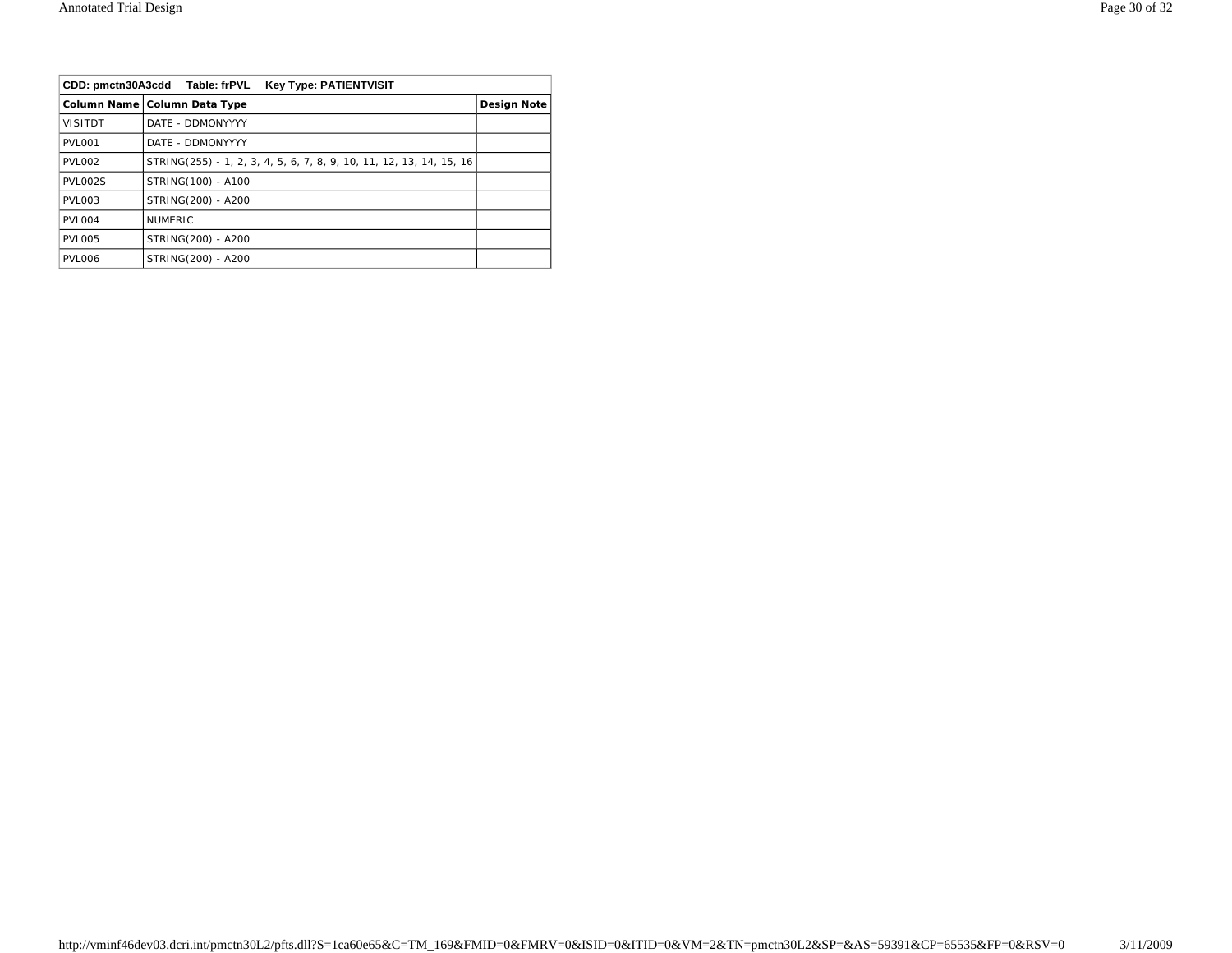| CDD: pmctn30A3cdd Table: frPVL Key Type: PATIENTVISIT | | |
|---|---|---|
| **Column Name** | **Column Data Type** | **Design Note** |
| VISITDT | DATE - DDMONYYYY | |
| PVL001 | DATE - DDMONYYYY | |
| PVL002 | STRING(255) - 1, 2, 3, 4, 5, 6, 7, 8, 9, 10, 11, 12, 13, 14, 15, 16 | |
| PVL002S | STRING(100) - A100 | |
| PVL003 | STRING(200) - A200 | |
| PVL004 | NUMERIC | |
| PVL005 | STRING(200) - A200 | |
| PVL006 | STRING(200) - A200 | |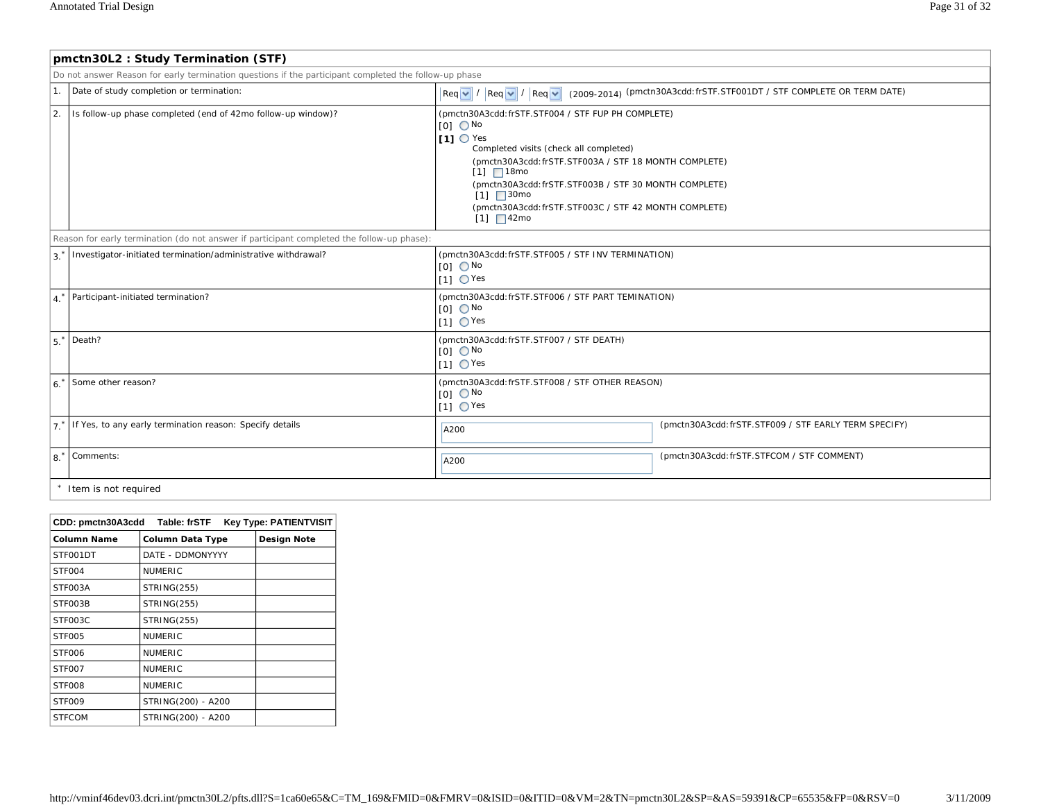## pmctn30L2 : Study Termination (STF)

Do not answer Reason for early termination questions if the participant completed the follow-up phase

| | | |
|---|---|---|
| 1. | Date of study completion or termination: | Req / Req / Req (2009-2014) (pmctn30A3cdd:frSTF.STF001DT / STF COMPLETE OR TERM DATE) |
| 2. | Is follow-up phase completed (end of 42mo follow-up window)? | (pmctn30A3cdd:frSTF.STF004 / STF FUP PH COMPLETE)<br>[0] No<br>**[1]** Yes<br>Completed visits (check all completed)<br>(pmctn30A3cdd:frSTF.STF003A / STF 18 MONTH COMPLETE)<br>[1] 18mo<br>(pmctn30A3cdd:frSTF.STF003B / STF 30 MONTH COMPLETE)<br>[1] 30mo<br>(pmctn30A3cdd:frSTF.STF003C / STF 42 MONTH COMPLETE)<br>[1] 42mo |
| | Reason for early termination (do not answer if participant completed the follow-up phase): | |
| 3.* | Investigator-initiated termination/administrative withdrawal? | (pmctn30A3cdd:frSTF.STF005 / STF INV TERMINATION)<br>[0] No<br>[1] Yes |
| 4.* | Participant-initiated termination? | (pmctn30A3cdd:frSTF.STF006 / STF PART TEMINATION)<br>[0] No<br>[1] Yes |
| 5.* | Death? | (pmctn30A3cdd:frSTF.STF007 / STF DEATH)<br>[0] No<br>[1] Yes |
| 6.* | Some other reason? | (pmctn30A3cdd:frSTF.STF008 / STF OTHER REASON)<br>[0] No<br>[1] Yes |
| 7.* | If Yes, to any early termination reason: Specify details | A200 (pmctn30A3cdd:frSTF.STF009 / STF EARLY TERM SPECIFY) |
| 8.* | Comments: | A200 (pmctn30A3cdd:frSTF.STFCOM / STF COMMENT) |

\* Item is not required

**CDD: pmctn30A3cdd Table: frSTF Key Type: PATIENTVISIT**

| Column Name | Column Data Type | Design Note |
|---|---|---|
| STF001DT | DATE - DDMONYYYY | |
| STF004 | NUMERIC | |
| STF003A | STRING(255) | |
| STF003B | STRING(255) | |
| STF003C | STRING(255) | |
| STF005 | NUMERIC | |
| STF006 | NUMERIC | |
| STF007 | NUMERIC | |
| STF008 | NUMERIC | |
| STF009 | STRING(200) - A200 | |
| STFCOM | STRING(200) - A200 | |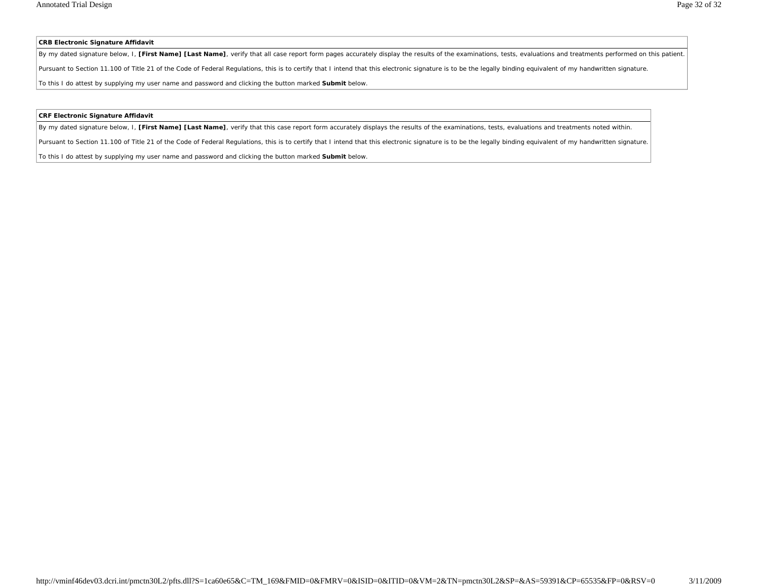**CRB Electronic Signature Affidavit**

By my dated signature below, I, **[First Name] [Last Name]**, verify that all case report form pages accurately display the results of the examinations, tests, evaluations and treatments performed on this patient.

Pursuant to Section 11.100 of Title 21 of the Code of Federal Regulations, this is to certify that I intend that this electronic signature is to be the legally binding equivalent of my handwritten signature.

To this I do attest by supplying my user name and password and clicking the button marked **Submit** below.

**CRF Electronic Signature Affidavit**

By my dated signature below, I, **[First Name] [Last Name]**, verify that this case report form accurately displays the results of the examinations, tests, evaluations and treatments noted within.

Pursuant to Section 11.100 of Title 21 of the Code of Federal Regulations, this is to certify that I intend that this electronic signature is to be the legally binding equivalent of my handwritten signature.

To this I do attest by supplying my user name and password and clicking the button marked **Submit** below.